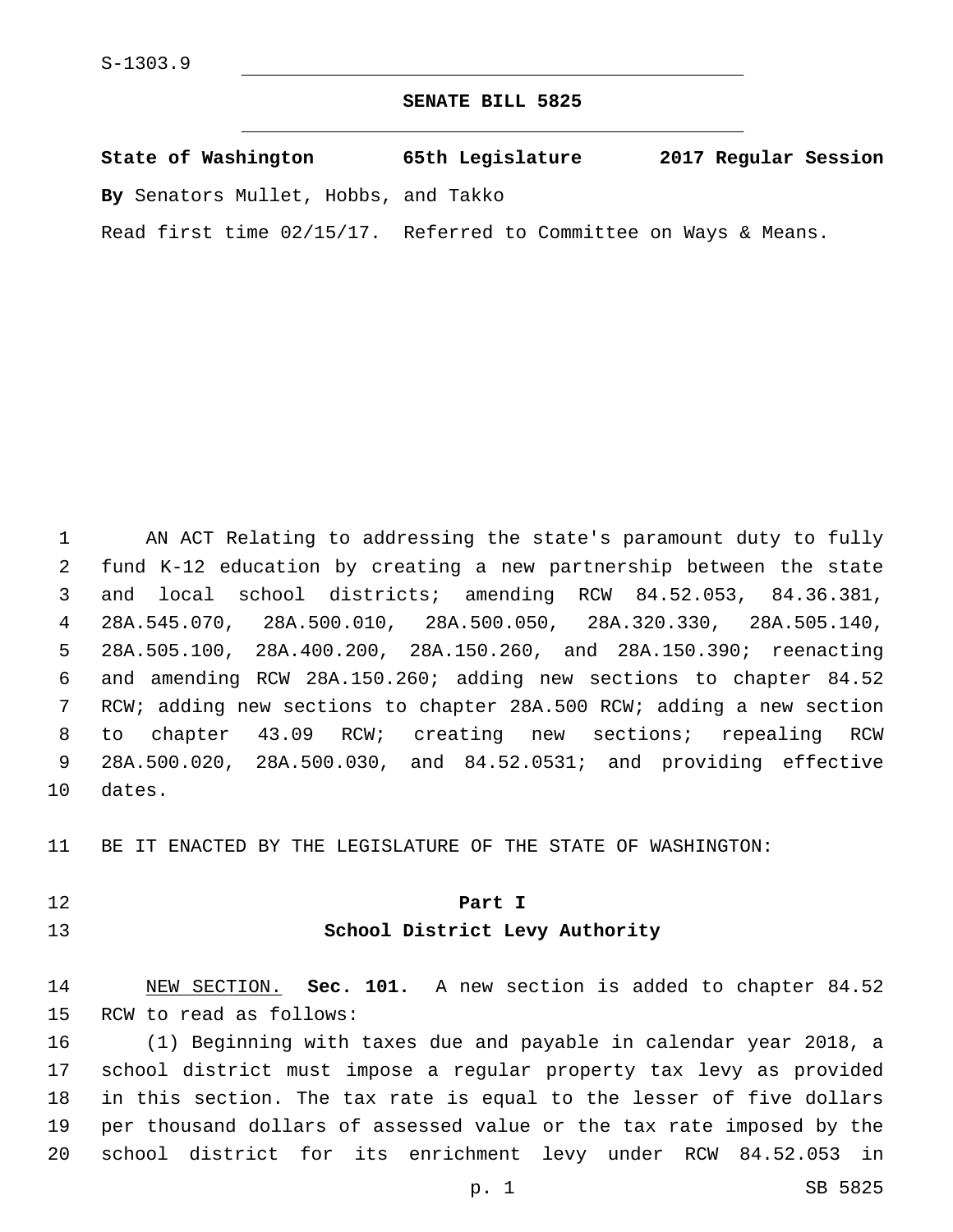S-1303.9

# SENATE BILL 5825

**State of Washington 65th Legislature 2017 Regular Session**

**By** Senators Mullet, Hobbs, and Takko

Read first time 02/15/17. Referred to Committee on Ways & Means.

AN ACT Relating to addressing the state's paramount duty to fully fund K-12 education by creating a new partnership between the state and local school districts; amending RCW 84.52.053, 84.36.381, 28A.545.070, 28A.500.010, 28A.500.050, 28A.320.330, 28A.505.140, 28A.505.100, 28A.400.200, 28A.150.260, and 28A.150.390; reenacting and amending RCW 28A.150.260; adding new sections to chapter 84.52 RCW; adding new sections to chapter 28A.500 RCW; adding a new section to chapter 43.09 RCW; creating new sections; repealing RCW 28A.500.020, 28A.500.030, and 84.52.0531; and providing effective dates.

BE IT ENACTED BY THE LEGISLATURE OF THE STATE OF WASHINGTON:

## Part I
## School District Levy Authority

NEW SECTION. **Sec. 101.** A new section is added to chapter 84.52 RCW to read as follows:

(1) Beginning with taxes due and payable in calendar year 2018, a school district must impose a regular property tax levy as provided in this section. The tax rate is equal to the lesser of five dollars per thousand dollars of assessed value or the tax rate imposed by the school district for its enrichment levy under RCW 84.52.053 in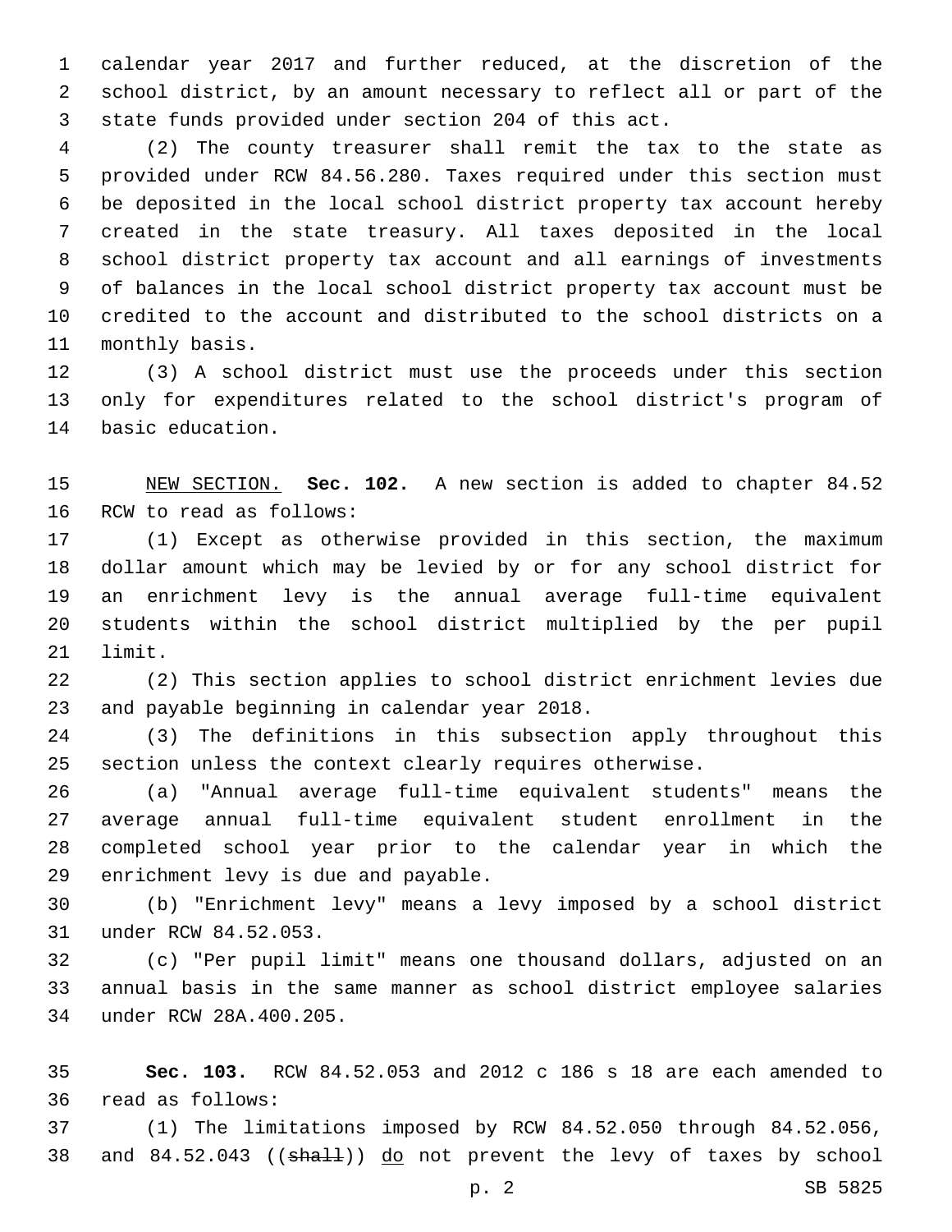calendar year 2017 and further reduced, at the discretion of the school district, by an amount necessary to reflect all or part of the state funds provided under section 204 of this act.

(2) The county treasurer shall remit the tax to the state as provided under RCW 84.56.280. Taxes required under this section must be deposited in the local school district property tax account hereby created in the state treasury. All taxes deposited in the local school district property tax account and all earnings of investments of balances in the local school district property tax account must be credited to the account and distributed to the school districts on a monthly basis.

(3) A school district must use the proceeds under this section only for expenditures related to the school district's program of basic education.

NEW SECTION. **Sec. 102.** A new section is added to chapter 84.52 RCW to read as follows:

(1) Except as otherwise provided in this section, the maximum dollar amount which may be levied by or for any school district for an enrichment levy is the annual average full-time equivalent students within the school district multiplied by the per pupil limit.

(2) This section applies to school district enrichment levies due and payable beginning in calendar year 2018.

(3) The definitions in this subsection apply throughout this section unless the context clearly requires otherwise.

(a) "Annual average full-time equivalent students" means the average annual full-time equivalent student enrollment in the completed school year prior to the calendar year in which the enrichment levy is due and payable.

(b) "Enrichment levy" means a levy imposed by a school district under RCW 84.52.053.

(c) "Per pupil limit" means one thousand dollars, adjusted on an annual basis in the same manner as school district employee salaries under RCW 28A.400.205.

**Sec. 103.** RCW 84.52.053 and 2012 c 186 s 18 are each amended to read as follows:

(1) The limitations imposed by RCW 84.52.050 through 84.52.056, and 84.52.043 ((~~shall~~)) do not prevent the levy of taxes by school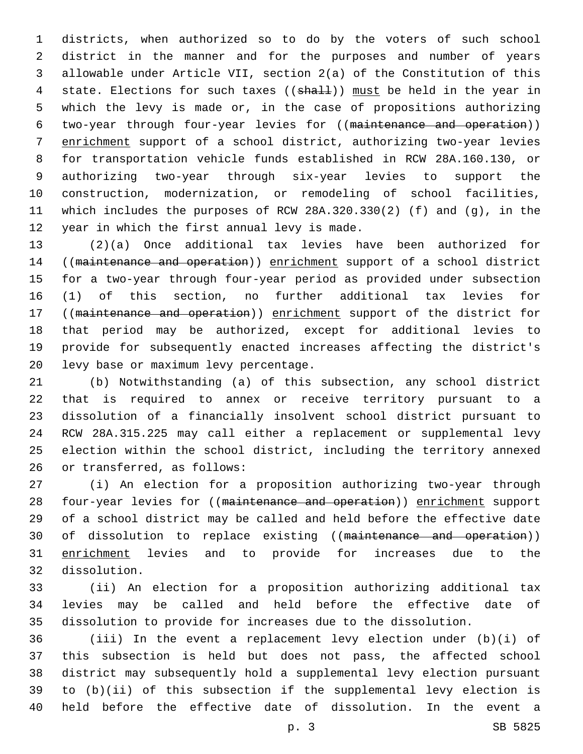districts, when authorized so to do by the voters of such school district in the manner and for the purposes and number of years allowable under Article VII, section 2(a) of the Constitution of this state. Elections for such taxes ((~~shall~~)) must be held in the year in which the levy is made or, in the case of propositions authorizing two-year through four-year levies for ((~~maintenance and operation~~)) enrichment support of a school district, authorizing two-year levies for transportation vehicle funds established in RCW 28A.160.130, or authorizing two-year through six-year levies to support the construction, modernization, or remodeling of school facilities, which includes the purposes of RCW 28A.320.330(2) (f) and (g), in the year in which the first annual levy is made.

(2)(a) Once additional tax levies have been authorized for ((~~maintenance and operation~~)) enrichment support of a school district for a two-year through four-year period as provided under subsection (1) of this section, no further additional tax levies for ((~~maintenance and operation~~)) enrichment support of the district for that period may be authorized, except for additional levies to provide for subsequently enacted increases affecting the district's levy base or maximum levy percentage.

(b) Notwithstanding (a) of this subsection, any school district that is required to annex or receive territory pursuant to a dissolution of a financially insolvent school district pursuant to RCW 28A.315.225 may call either a replacement or supplemental levy election within the school district, including the territory annexed or transferred, as follows:

(i) An election for a proposition authorizing two-year through four-year levies for ((~~maintenance and operation~~)) enrichment support of a school district may be called and held before the effective date of dissolution to replace existing ((~~maintenance and operation~~)) enrichment levies and to provide for increases due to the dissolution.

(ii) An election for a proposition authorizing additional tax levies may be called and held before the effective date of dissolution to provide for increases due to the dissolution.

(iii) In the event a replacement levy election under (b)(i) of this subsection is held but does not pass, the affected school district may subsequently hold a supplemental levy election pursuant to (b)(ii) of this subsection if the supplemental levy election is held before the effective date of dissolution. In the event a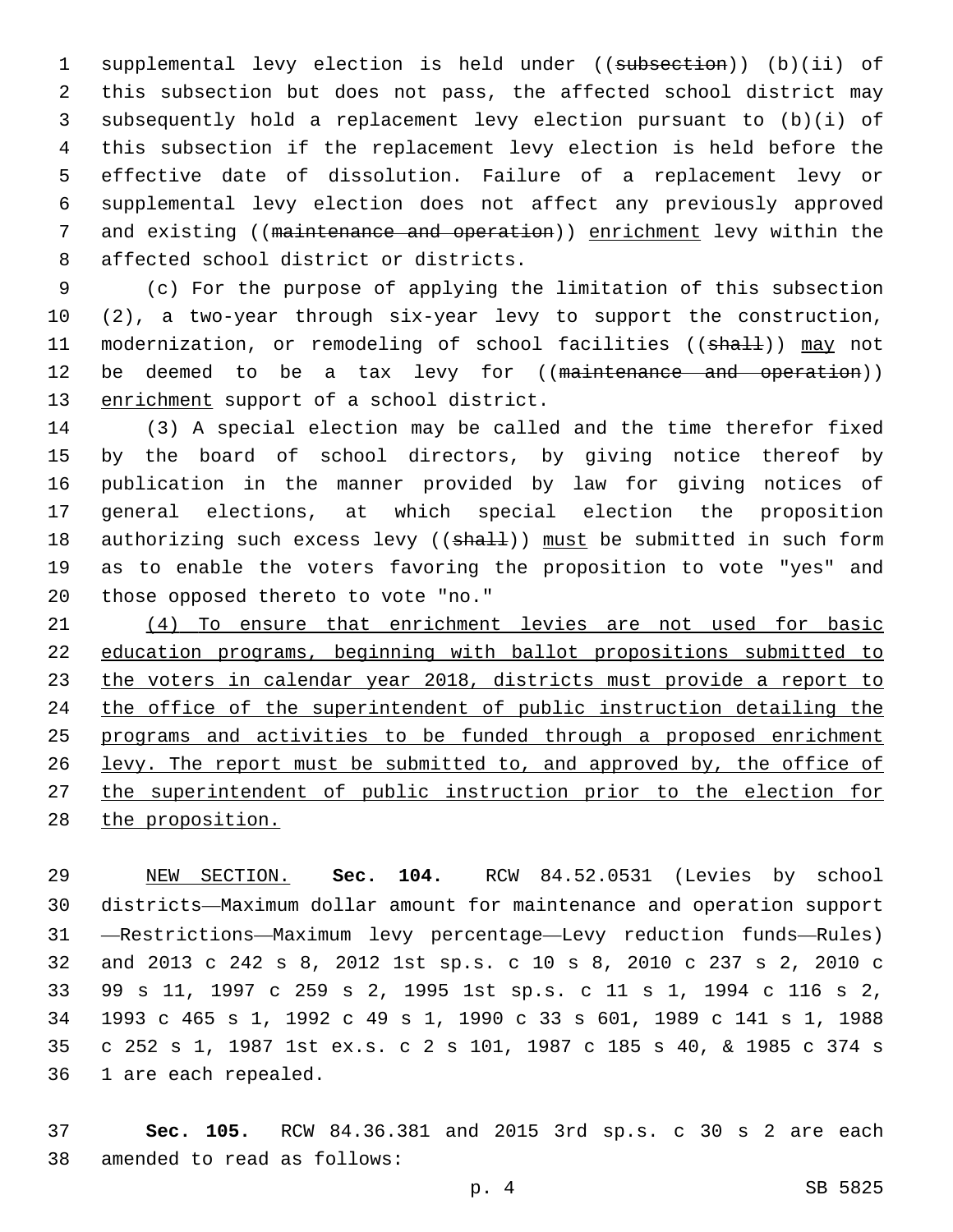supplemental levy election is held under ((~~subsection~~)) (b)(ii) of this subsection but does not pass, the affected school district may subsequently hold a replacement levy election pursuant to (b)(i) of this subsection if the replacement levy election is held before the effective date of dissolution. Failure of a replacement levy or supplemental levy election does not affect any previously approved and existing ((~~maintenance and operation~~)) <u>enrichment</u> levy within the affected school district or districts.

(c) For the purpose of applying the limitation of this subsection (2), a two-year through six-year levy to support the construction, modernization, or remodeling of school facilities ((~~shall~~)) <u>may</u> not be deemed to be a tax levy for ((~~maintenance and operation~~)) <u>enrichment</u> support of a school district.

(3) A special election may be called and the time therefor fixed by the board of school directors, by giving notice thereof by publication in the manner provided by law for giving notices of general elections, at which special election the proposition authorizing such excess levy ((~~shall~~)) <u>must</u> be submitted in such form as to enable the voters favoring the proposition to vote "yes" and those opposed thereto to vote "no."

<u>(4) To ensure that enrichment levies are not used for basic education programs, beginning with ballot propositions submitted to the voters in calendar year 2018, districts must provide a report to the office of the superintendent of public instruction detailing the programs and activities to be funded through a proposed enrichment levy. The report must be submitted to, and approved by, the office of the superintendent of public instruction prior to the election for the proposition.</u>

<u>NEW SECTION.</u> **Sec. 104.** RCW 84.52.0531 (Levies by school districts—Maximum dollar amount for maintenance and operation support—Restrictions—Maximum levy percentage—Levy reduction funds—Rules) and 2013 c 242 s 8, 2012 1st sp.s. c 10 s 8, 2010 c 237 s 2, 2010 c 99 s 11, 1997 c 259 s 2, 1995 1st sp.s. c 11 s 1, 1994 c 116 s 2, 1993 c 465 s 1, 1992 c 49 s 1, 1990 c 33 s 601, 1989 c 141 s 1, 1988 c 252 s 1, 1987 1st ex.s. c 2 s 101, 1987 c 185 s 40, & 1985 c 374 s 1 are each repealed.

**Sec. 105.** RCW 84.36.381 and 2015 3rd sp.s. c 30 s 2 are each amended to read as follows: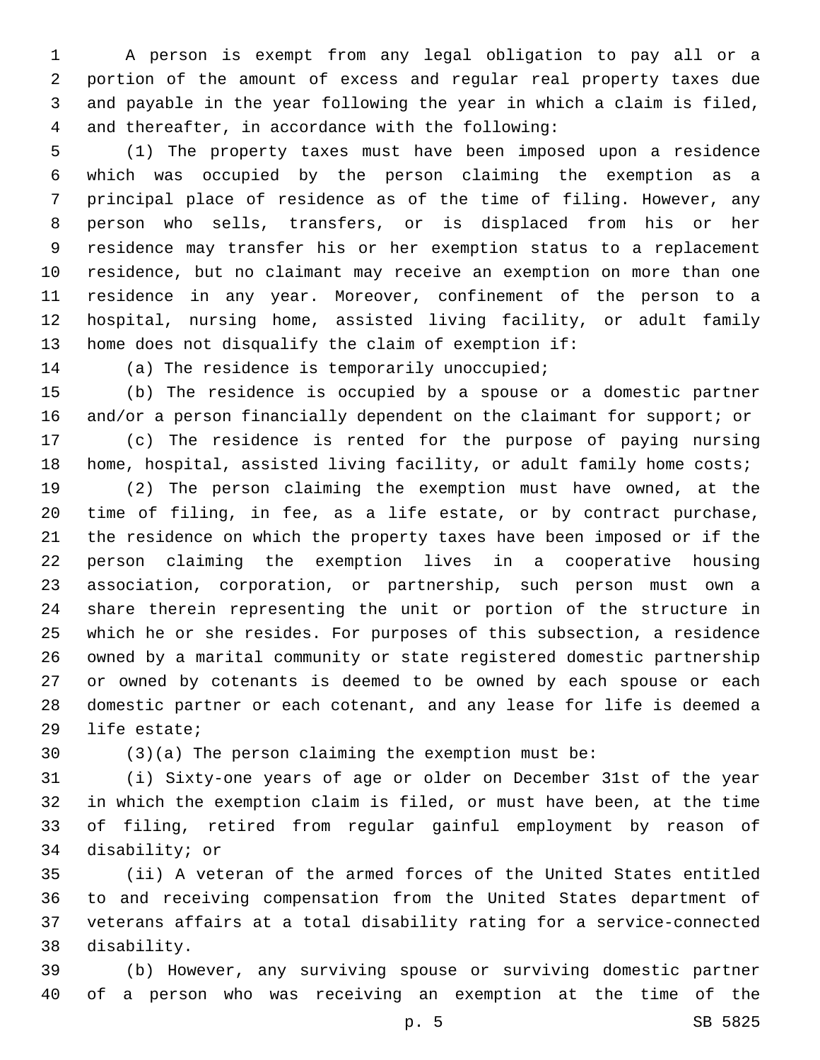A person is exempt from any legal obligation to pay all or a portion of the amount of excess and regular real property taxes due and payable in the year following the year in which a claim is filed, and thereafter, in accordance with the following:

(1) The property taxes must have been imposed upon a residence which was occupied by the person claiming the exemption as a principal place of residence as of the time of filing. However, any person who sells, transfers, or is displaced from his or her residence may transfer his or her exemption status to a replacement residence, but no claimant may receive an exemption on more than one residence in any year. Moreover, confinement of the person to a hospital, nursing home, assisted living facility, or adult family home does not disqualify the claim of exemption if:

(a) The residence is temporarily unoccupied;

(b) The residence is occupied by a spouse or a domestic partner and/or a person financially dependent on the claimant for support; or

(c) The residence is rented for the purpose of paying nursing home, hospital, assisted living facility, or adult family home costs;

(2) The person claiming the exemption must have owned, at the time of filing, in fee, as a life estate, or by contract purchase, the residence on which the property taxes have been imposed or if the person claiming the exemption lives in a cooperative housing association, corporation, or partnership, such person must own a share therein representing the unit or portion of the structure in which he or she resides. For purposes of this subsection, a residence owned by a marital community or state registered domestic partnership or owned by cotenants is deemed to be owned by each spouse or each domestic partner or each cotenant, and any lease for life is deemed a life estate;

(3)(a) The person claiming the exemption must be:

(i) Sixty-one years of age or older on December 31st of the year in which the exemption claim is filed, or must have been, at the time of filing, retired from regular gainful employment by reason of disability; or

(ii) A veteran of the armed forces of the United States entitled to and receiving compensation from the United States department of veterans affairs at a total disability rating for a service-connected disability.

(b) However, any surviving spouse or surviving domestic partner of a person who was receiving an exemption at the time of the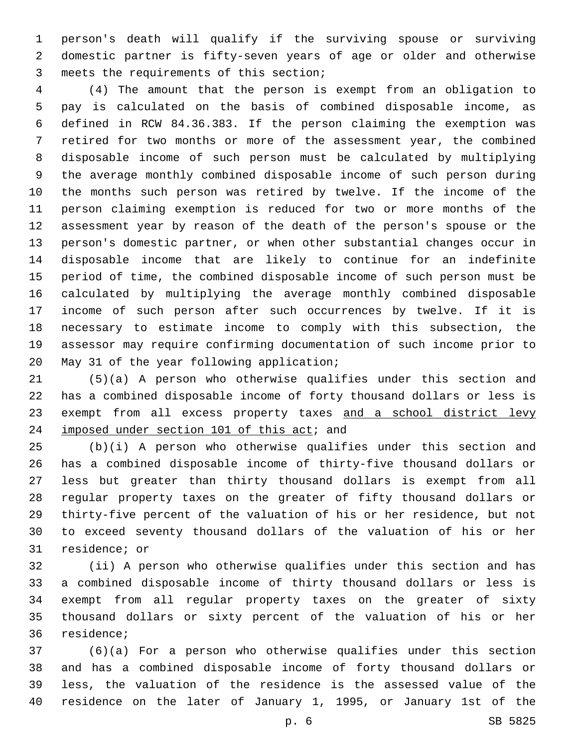person's death will qualify if the surviving spouse or surviving domestic partner is fifty-seven years of age or older and otherwise meets the requirements of this section;

(4) The amount that the person is exempt from an obligation to pay is calculated on the basis of combined disposable income, as defined in RCW 84.36.383. If the person claiming the exemption was retired for two months or more of the assessment year, the combined disposable income of such person must be calculated by multiplying the average monthly combined disposable income of such person during the months such person was retired by twelve. If the income of the person claiming exemption is reduced for two or more months of the assessment year by reason of the death of the person's spouse or the person's domestic partner, or when other substantial changes occur in disposable income that are likely to continue for an indefinite period of time, the combined disposable income of such person must be calculated by multiplying the average monthly combined disposable income of such person after such occurrences by twelve. If it is necessary to estimate income to comply with this subsection, the assessor may require confirming documentation of such income prior to May 31 of the year following application;

(5)(a) A person who otherwise qualifies under this section and has a combined disposable income of forty thousand dollars or less is exempt from all excess property taxes <u>and a school district levy imposed under section 101 of this act</u>; and

(b)(i) A person who otherwise qualifies under this section and has a combined disposable income of thirty-five thousand dollars or less but greater than thirty thousand dollars is exempt from all regular property taxes on the greater of fifty thousand dollars or thirty-five percent of the valuation of his or her residence, but not to exceed seventy thousand dollars of the valuation of his or her residence; or

(ii) A person who otherwise qualifies under this section and has a combined disposable income of thirty thousand dollars or less is exempt from all regular property taxes on the greater of sixty thousand dollars or sixty percent of the valuation of his or her residence;

(6)(a) For a person who otherwise qualifies under this section and has a combined disposable income of forty thousand dollars or less, the valuation of the residence is the assessed value of the residence on the later of January 1, 1995, or January 1st of the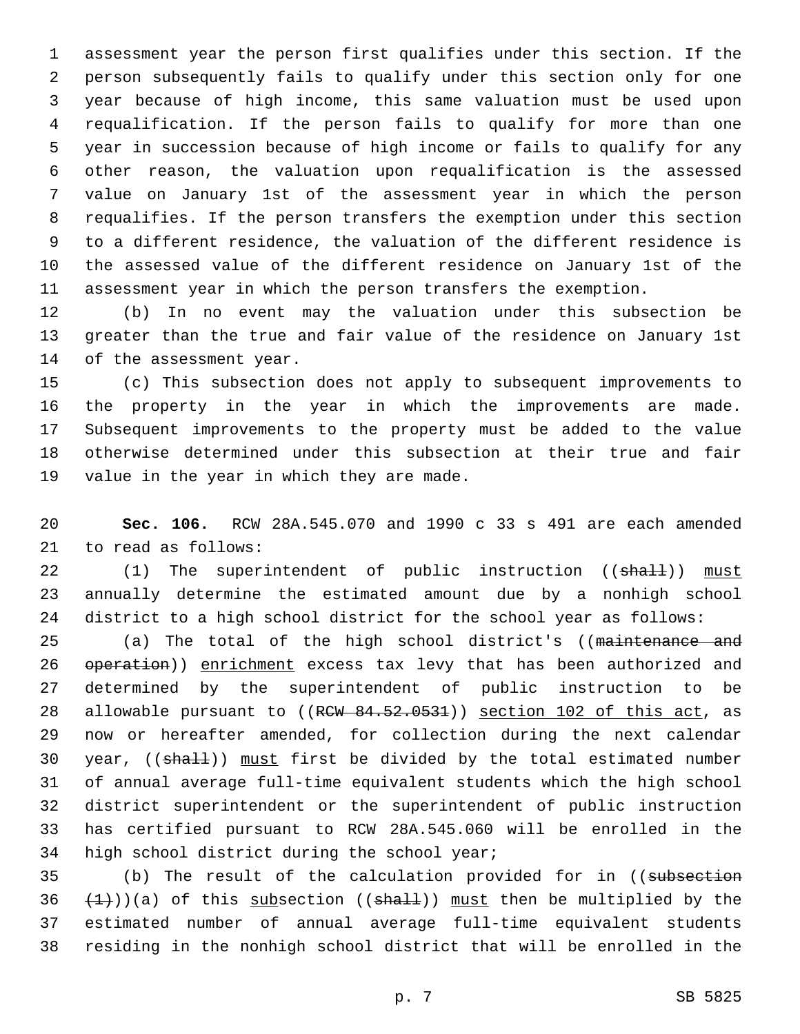assessment year the person first qualifies under this section. If the person subsequently fails to qualify under this section only for one year because of high income, this same valuation must be used upon requalification. If the person fails to qualify for more than one year in succession because of high income or fails to qualify for any other reason, the valuation upon requalification is the assessed value on January 1st of the assessment year in which the person requalifies. If the person transfers the exemption under this section to a different residence, the valuation of the different residence is the assessed value of the different residence on January 1st of the assessment year in which the person transfers the exemption.

(b) In no event may the valuation under this subsection be greater than the true and fair value of the residence on January 1st of the assessment year.

(c) This subsection does not apply to subsequent improvements to the property in the year in which the improvements are made. Subsequent improvements to the property must be added to the value otherwise determined under this subsection at their true and fair value in the year in which they are made.

**Sec. 106.** RCW 28A.545.070 and 1990 c 33 s 491 are each amended to read as follows:

(1) The superintendent of public instruction ((~~shall~~)) <u>must</u> annually determine the estimated amount due by a nonhigh school district to a high school district for the school year as follows:

(a) The total of the high school district's ((~~maintenance and operation~~)) <u>enrichment</u> excess tax levy that has been authorized and determined by the superintendent of public instruction to be allowable pursuant to ((~~RCW 84.52.0531~~)) <u>section 102 of this act</u>, as now or hereafter amended, for collection during the next calendar year, ((~~shall~~)) <u>must</u> first be divided by the total estimated number of annual average full-time equivalent students which the high school district superintendent or the superintendent of public instruction has certified pursuant to RCW 28A.545.060 will be enrolled in the high school district during the school year;

(b) The result of the calculation provided for in ((~~subsection (1)~~))(a) of this <u>sub</u>section ((~~shall~~)) <u>must</u> then be multiplied by the estimated number of annual average full-time equivalent students residing in the nonhigh school district that will be enrolled in the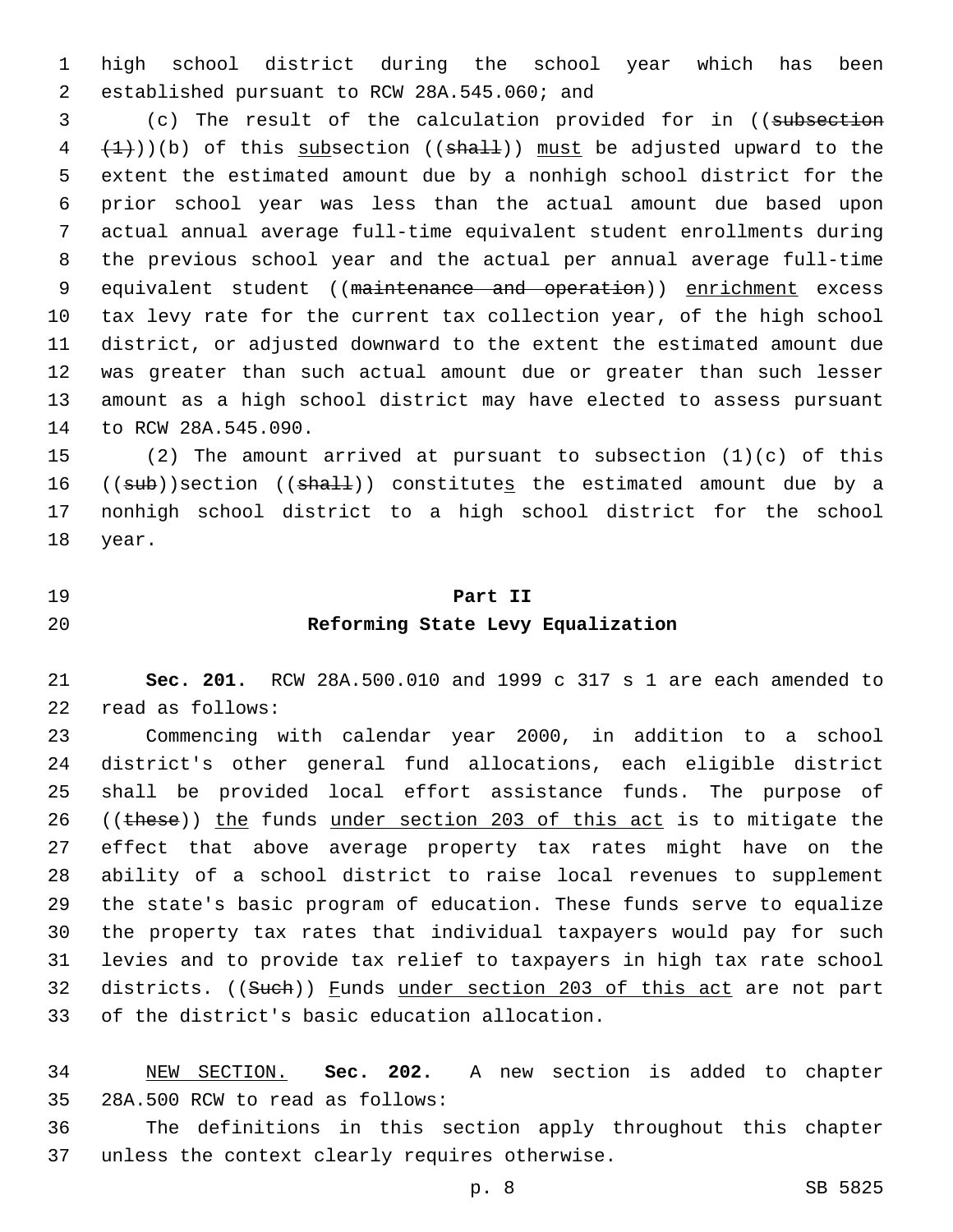high school district during the school year which has been established pursuant to RCW 28A.545.060; and

(c) The result of the calculation provided for in ((~~subsection (1)~~))(b) of this <u>sub</u>section ((~~shall~~)) <u>must</u> be adjusted upward to the extent the estimated amount due by a nonhigh school district for the prior school year was less than the actual amount due based upon actual annual average full-time equivalent student enrollments during the previous school year and the actual per annual average full-time equivalent student ((~~maintenance and operation~~)) <u>enrichment</u> excess tax levy rate for the current tax collection year, of the high school district, or adjusted downward to the extent the estimated amount due was greater than such actual amount due or greater than such lesser amount as a high school district may have elected to assess pursuant to RCW 28A.545.090.

(2) The amount arrived at pursuant to subsection (1)(c) of this ((~~sub~~))section ((~~shall~~)) constitute<u>s</u> the estimated amount due by a nonhigh school district to a high school district for the school year.

## Part II
## Reforming State Levy Equalization

**Sec. 201.** RCW 28A.500.010 and 1999 c 317 s 1 are each amended to read as follows:

Commencing with calendar year 2000, in addition to a school district's other general fund allocations, each eligible district shall be provided local effort assistance funds. The purpose of ((~~these~~)) <u>the</u> funds <u>under section 203 of this act</u> is to mitigate the effect that above average property tax rates might have on the ability of a school district to raise local revenues to supplement the state's basic program of education. These funds serve to equalize the property tax rates that individual taxpayers would pay for such levies and to provide tax relief to taxpayers in high tax rate school districts. ((~~Such~~)) <u>F</u>unds <u>under section 203 of this act</u> are not part of the district's basic education allocation.

<u>NEW SECTION.</u> **Sec. 202.** A new section is added to chapter 28A.500 RCW to read as follows:

The definitions in this section apply throughout this chapter unless the context clearly requires otherwise.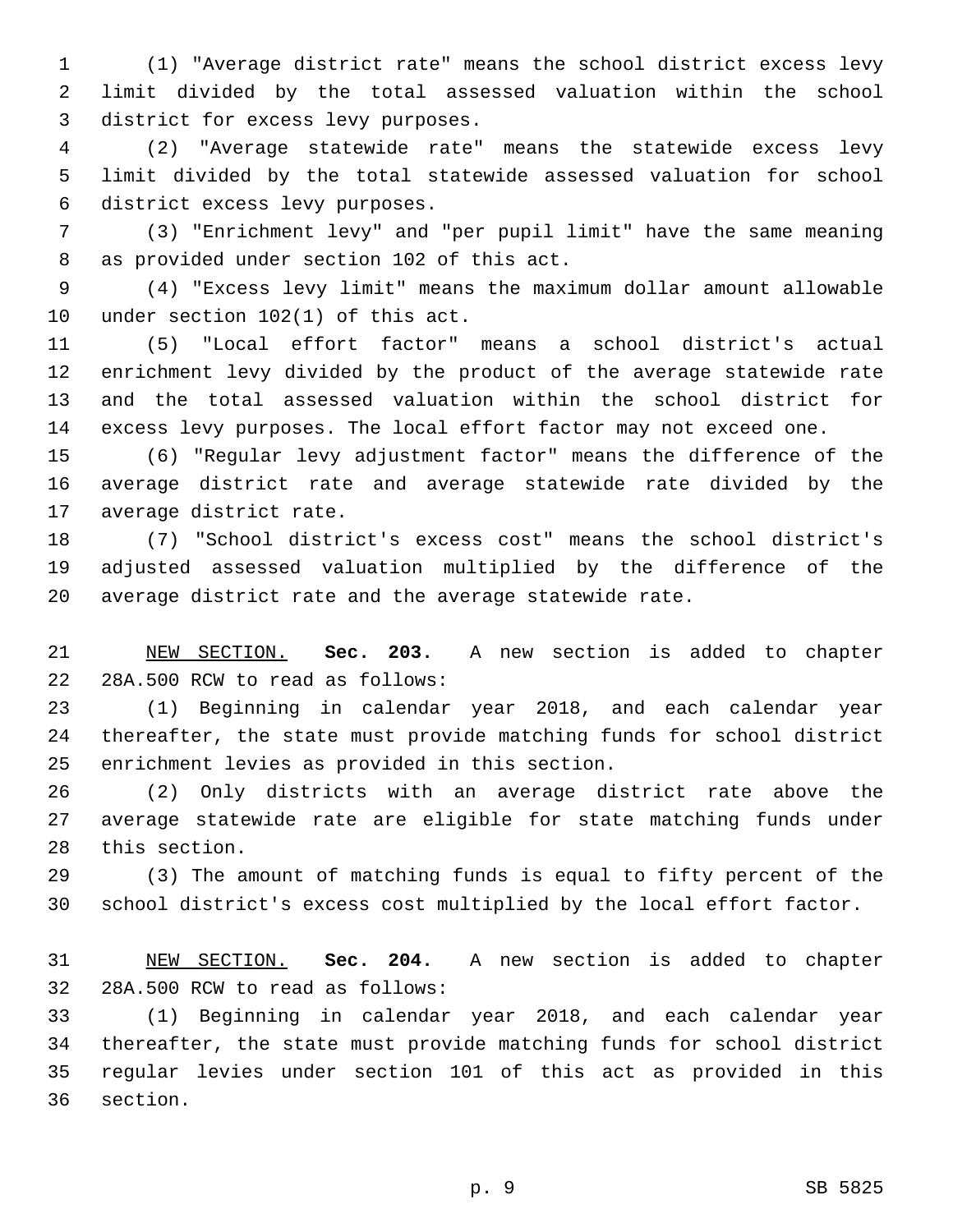(1) "Average district rate" means the school district excess levy limit divided by the total assessed valuation within the school district for excess levy purposes.

(2) "Average statewide rate" means the statewide excess levy limit divided by the total statewide assessed valuation for school district excess levy purposes.

(3) "Enrichment levy" and "per pupil limit" have the same meaning as provided under section 102 of this act.

(4) "Excess levy limit" means the maximum dollar amount allowable under section 102(1) of this act.

(5) "Local effort factor" means a school district's actual enrichment levy divided by the product of the average statewide rate and the total assessed valuation within the school district for excess levy purposes. The local effort factor may not exceed one.

(6) "Regular levy adjustment factor" means the difference of the average district rate and average statewide rate divided by the average district rate.

(7) "School district's excess cost" means the school district's adjusted assessed valuation multiplied by the difference of the average district rate and the average statewide rate.

NEW SECTION. **Sec. 203.** A new section is added to chapter 28A.500 RCW to read as follows:

(1) Beginning in calendar year 2018, and each calendar year thereafter, the state must provide matching funds for school district enrichment levies as provided in this section.

(2) Only districts with an average district rate above the average statewide rate are eligible for state matching funds under this section.

(3) The amount of matching funds is equal to fifty percent of the school district's excess cost multiplied by the local effort factor.

NEW SECTION. **Sec. 204.** A new section is added to chapter 28A.500 RCW to read as follows:

(1) Beginning in calendar year 2018, and each calendar year thereafter, the state must provide matching funds for school district regular levies under section 101 of this act as provided in this section.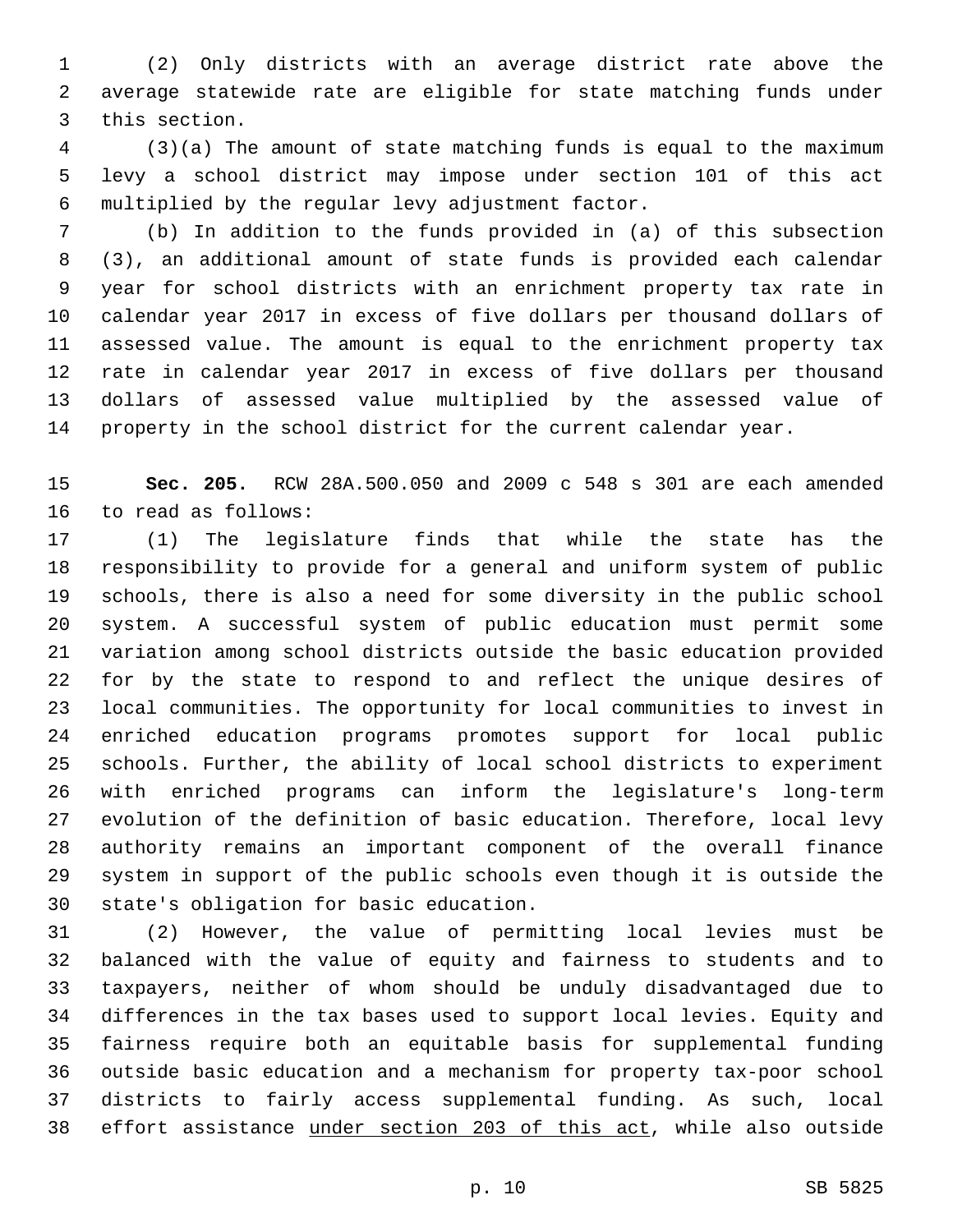(2) Only districts with an average district rate above the average statewide rate are eligible for state matching funds under this section.

(3)(a) The amount of state matching funds is equal to the maximum levy a school district may impose under section 101 of this act multiplied by the regular levy adjustment factor.

(b) In addition to the funds provided in (a) of this subsection (3), an additional amount of state funds is provided each calendar year for school districts with an enrichment property tax rate in calendar year 2017 in excess of five dollars per thousand dollars of assessed value. The amount is equal to the enrichment property tax rate in calendar year 2017 in excess of five dollars per thousand dollars of assessed value multiplied by the assessed value of property in the school district for the current calendar year.

**Sec. 205.** RCW 28A.500.050 and 2009 c 548 s 301 are each amended to read as follows:

(1) The legislature finds that while the state has the responsibility to provide for a general and uniform system of public schools, there is also a need for some diversity in the public school system. A successful system of public education must permit some variation among school districts outside the basic education provided for by the state to respond to and reflect the unique desires of local communities. The opportunity for local communities to invest in enriched education programs promotes support for local public schools. Further, the ability of local school districts to experiment with enriched programs can inform the legislature's long-term evolution of the definition of basic education. Therefore, local levy authority remains an important component of the overall finance system in support of the public schools even though it is outside the state's obligation for basic education.

(2) However, the value of permitting local levies must be balanced with the value of equity and fairness to students and to taxpayers, neither of whom should be unduly disadvantaged due to differences in the tax bases used to support local levies. Equity and fairness require both an equitable basis for supplemental funding outside basic education and a mechanism for property tax-poor school districts to fairly access supplemental funding. As such, local effort assistance <u>under section 203 of this act</u>, while also outside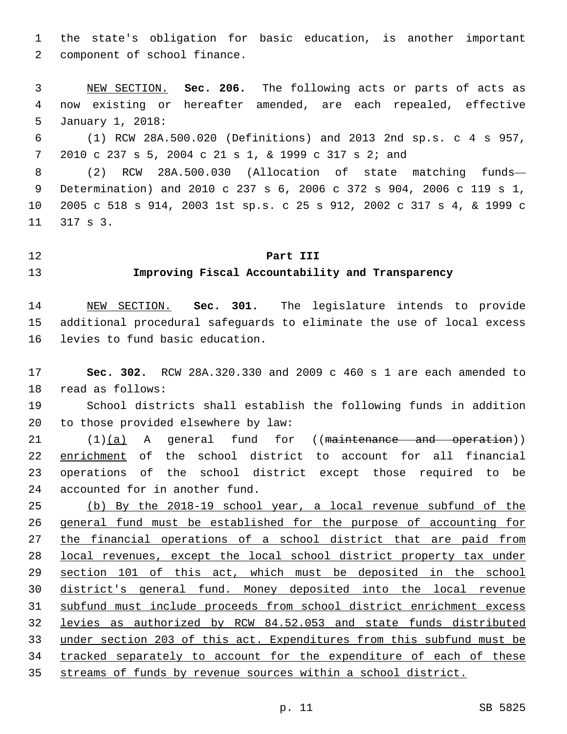the state's obligation for basic education, is another important component of school finance.

NEW SECTION. **Sec. 206.** The following acts or parts of acts as now existing or hereafter amended, are each repealed, effective January 1, 2018:

(1) RCW 28A.500.020 (Definitions) and 2013 2nd sp.s. c 4 s 957, 2010 c 237 s 5, 2004 c 21 s 1, & 1999 c 317 s 2; and

(2) RCW 28A.500.030 (Allocation of state matching funds—Determination) and 2010 c 237 s 6, 2006 c 372 s 904, 2006 c 119 s 1, 2005 c 518 s 914, 2003 1st sp.s. c 25 s 912, 2002 c 317 s 4, & 1999 c 317 s 3.

## Part III
## Improving Fiscal Accountability and Transparency

NEW SECTION. **Sec. 301.** The legislature intends to provide additional procedural safeguards to eliminate the use of local excess levies to fund basic education.

**Sec. 302.** RCW 28A.320.330 and 2009 c 460 s 1 are each amended to read as follows:

School districts shall establish the following funds in addition to those provided elsewhere by law:

(1)(a) A general fund for ((~~maintenance and operation~~)) enrichment of the school district to account for all financial operations of the school district except those required to be accounted for in another fund.

(b) By the 2018-19 school year, a local revenue subfund of the general fund must be established for the purpose of accounting for the financial operations of a school district that are paid from local revenues, except the local school district property tax under section 101 of this act, which must be deposited in the school district's general fund. Money deposited into the local revenue subfund must include proceeds from school district enrichment excess levies as authorized by RCW 84.52.053 and state funds distributed under section 203 of this act. Expenditures from this subfund must be tracked separately to account for the expenditure of each of these streams of funds by revenue sources within a school district.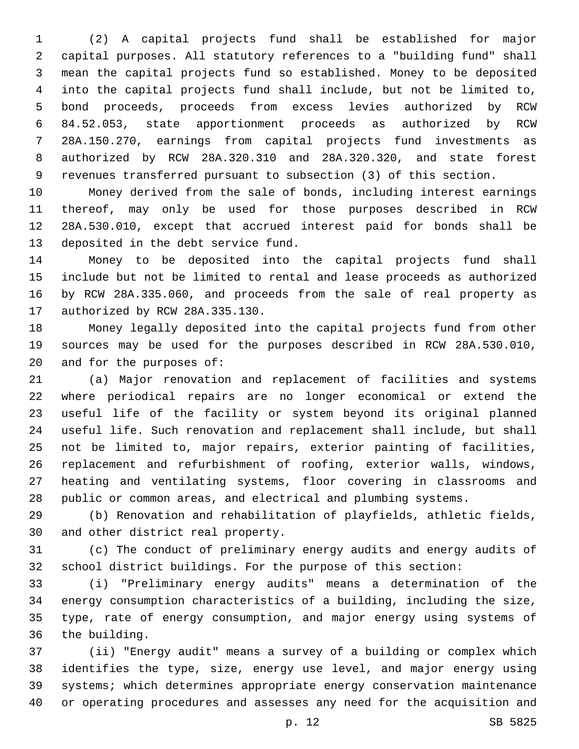(2) A capital projects fund shall be established for major capital purposes. All statutory references to a "building fund" shall mean the capital projects fund so established. Money to be deposited into the capital projects fund shall include, but not be limited to, bond proceeds, proceeds from excess levies authorized by RCW 84.52.053, state apportionment proceeds as authorized by RCW 28A.150.270, earnings from capital projects fund investments as authorized by RCW 28A.320.310 and 28A.320.320, and state forest revenues transferred pursuant to subsection (3) of this section.

Money derived from the sale of bonds, including interest earnings thereof, may only be used for those purposes described in RCW 28A.530.010, except that accrued interest paid for bonds shall be deposited in the debt service fund.

Money to be deposited into the capital projects fund shall include but not be limited to rental and lease proceeds as authorized by RCW 28A.335.060, and proceeds from the sale of real property as authorized by RCW 28A.335.130.

Money legally deposited into the capital projects fund from other sources may be used for the purposes described in RCW 28A.530.010, and for the purposes of:

(a) Major renovation and replacement of facilities and systems where periodical repairs are no longer economical or extend the useful life of the facility or system beyond its original planned useful life. Such renovation and replacement shall include, but shall not be limited to, major repairs, exterior painting of facilities, replacement and refurbishment of roofing, exterior walls, windows, heating and ventilating systems, floor covering in classrooms and public or common areas, and electrical and plumbing systems.

(b) Renovation and rehabilitation of playfields, athletic fields, and other district real property.

(c) The conduct of preliminary energy audits and energy audits of school district buildings. For the purpose of this section:

(i) "Preliminary energy audits" means a determination of the energy consumption characteristics of a building, including the size, type, rate of energy consumption, and major energy using systems of the building.

(ii) "Energy audit" means a survey of a building or complex which identifies the type, size, energy use level, and major energy using systems; which determines appropriate energy conservation maintenance or operating procedures and assesses any need for the acquisition and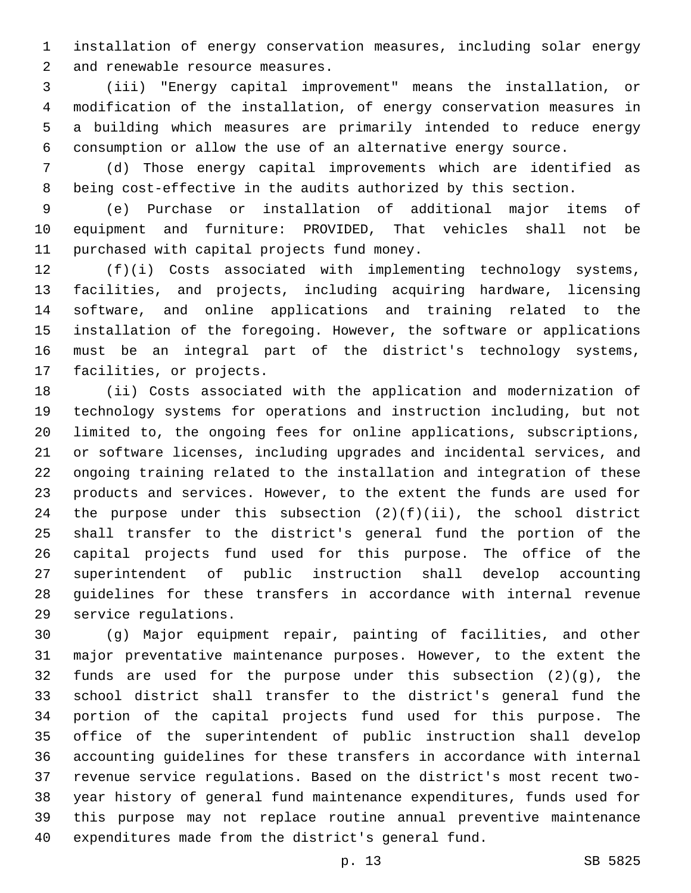installation of energy conservation measures, including solar energy and renewable resource measures.

(iii) "Energy capital improvement" means the installation, or modification of the installation, of energy conservation measures in a building which measures are primarily intended to reduce energy consumption or allow the use of an alternative energy source.

(d) Those energy capital improvements which are identified as being cost-effective in the audits authorized by this section.

(e) Purchase or installation of additional major items of equipment and furniture: PROVIDED, That vehicles shall not be purchased with capital projects fund money.

(f)(i) Costs associated with implementing technology systems, facilities, and projects, including acquiring hardware, licensing software, and online applications and training related to the installation of the foregoing. However, the software or applications must be an integral part of the district's technology systems, facilities, or projects.

(ii) Costs associated with the application and modernization of technology systems for operations and instruction including, but not limited to, the ongoing fees for online applications, subscriptions, or software licenses, including upgrades and incidental services, and ongoing training related to the installation and integration of these products and services. However, to the extent the funds are used for the purpose under this subsection (2)(f)(ii), the school district shall transfer to the district's general fund the portion of the capital projects fund used for this purpose. The office of the superintendent of public instruction shall develop accounting guidelines for these transfers in accordance with internal revenue service regulations.

(g) Major equipment repair, painting of facilities, and other major preventative maintenance purposes. However, to the extent the funds are used for the purpose under this subsection (2)(g), the school district shall transfer to the district's general fund the portion of the capital projects fund used for this purpose. The office of the superintendent of public instruction shall develop accounting guidelines for these transfers in accordance with internal revenue service regulations. Based on the district's most recent two-year history of general fund maintenance expenditures, funds used for this purpose may not replace routine annual preventive maintenance expenditures made from the district's general fund.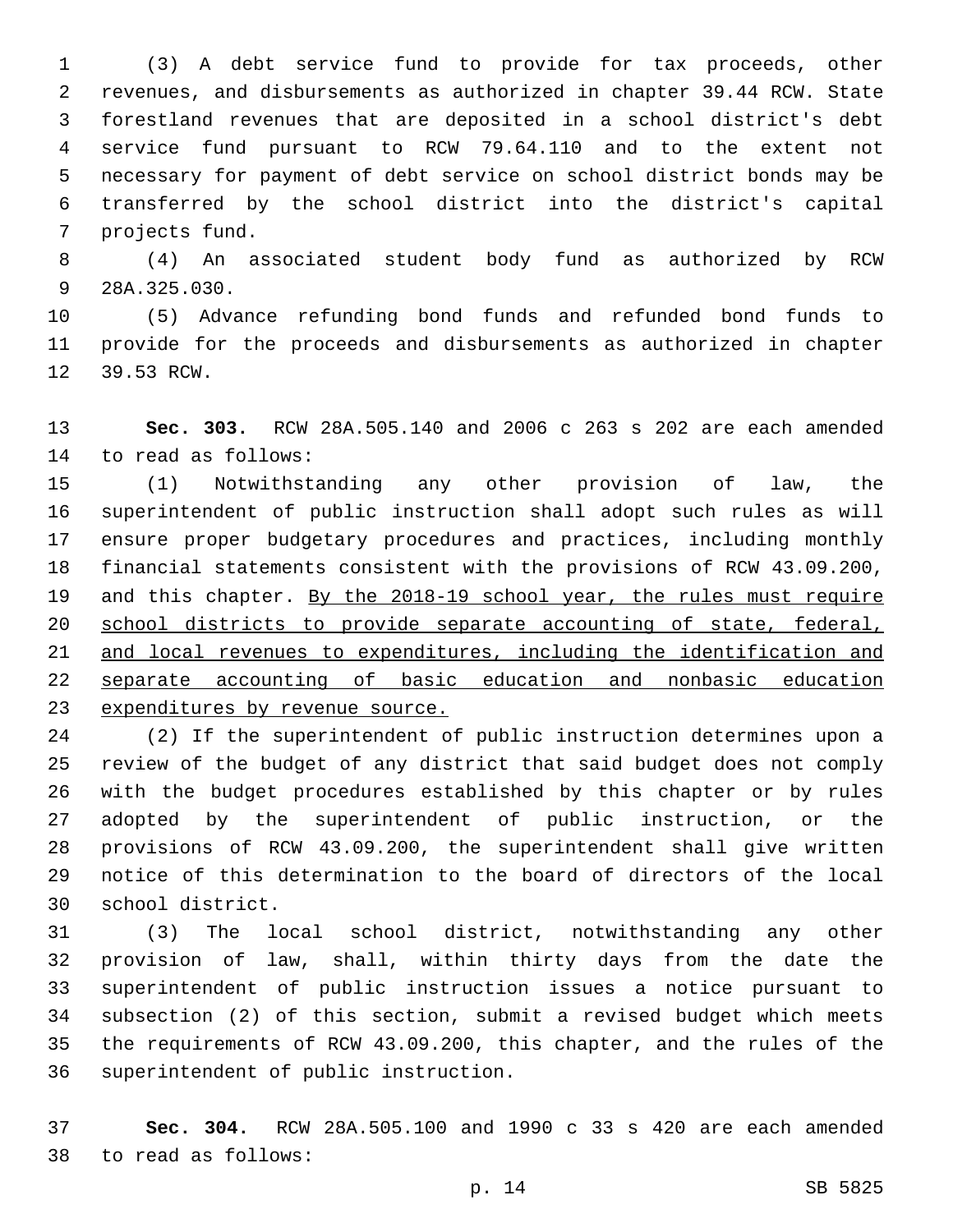(3) A debt service fund to provide for tax proceeds, other revenues, and disbursements as authorized in chapter 39.44 RCW. State forestland revenues that are deposited in a school district's debt service fund pursuant to RCW 79.64.110 and to the extent not necessary for payment of debt service on school district bonds may be transferred by the school district into the district's capital projects fund.

(4) An associated student body fund as authorized by RCW 28A.325.030.

(5) Advance refunding bond funds and refunded bond funds to provide for the proceeds and disbursements as authorized in chapter 39.53 RCW.

**Sec. 303.** RCW 28A.505.140 and 2006 c 263 s 202 are each amended to read as follows:

(1) Notwithstanding any other provision of law, the superintendent of public instruction shall adopt such rules as will ensure proper budgetary procedures and practices, including monthly financial statements consistent with the provisions of RCW 43.09.200, and this chapter. <u>By the 2018-19 school year, the rules must require school districts to provide separate accounting of state, federal, and local revenues to expenditures, including the identification and separate accounting of basic education and nonbasic education expenditures by revenue source.</u>

(2) If the superintendent of public instruction determines upon a review of the budget of any district that said budget does not comply with the budget procedures established by this chapter or by rules adopted by the superintendent of public instruction, or the provisions of RCW 43.09.200, the superintendent shall give written notice of this determination to the board of directors of the local school district.

(3) The local school district, notwithstanding any other provision of law, shall, within thirty days from the date the superintendent of public instruction issues a notice pursuant to subsection (2) of this section, submit a revised budget which meets the requirements of RCW 43.09.200, this chapter, and the rules of the superintendent of public instruction.

**Sec. 304.** RCW 28A.505.100 and 1990 c 33 s 420 are each amended to read as follows: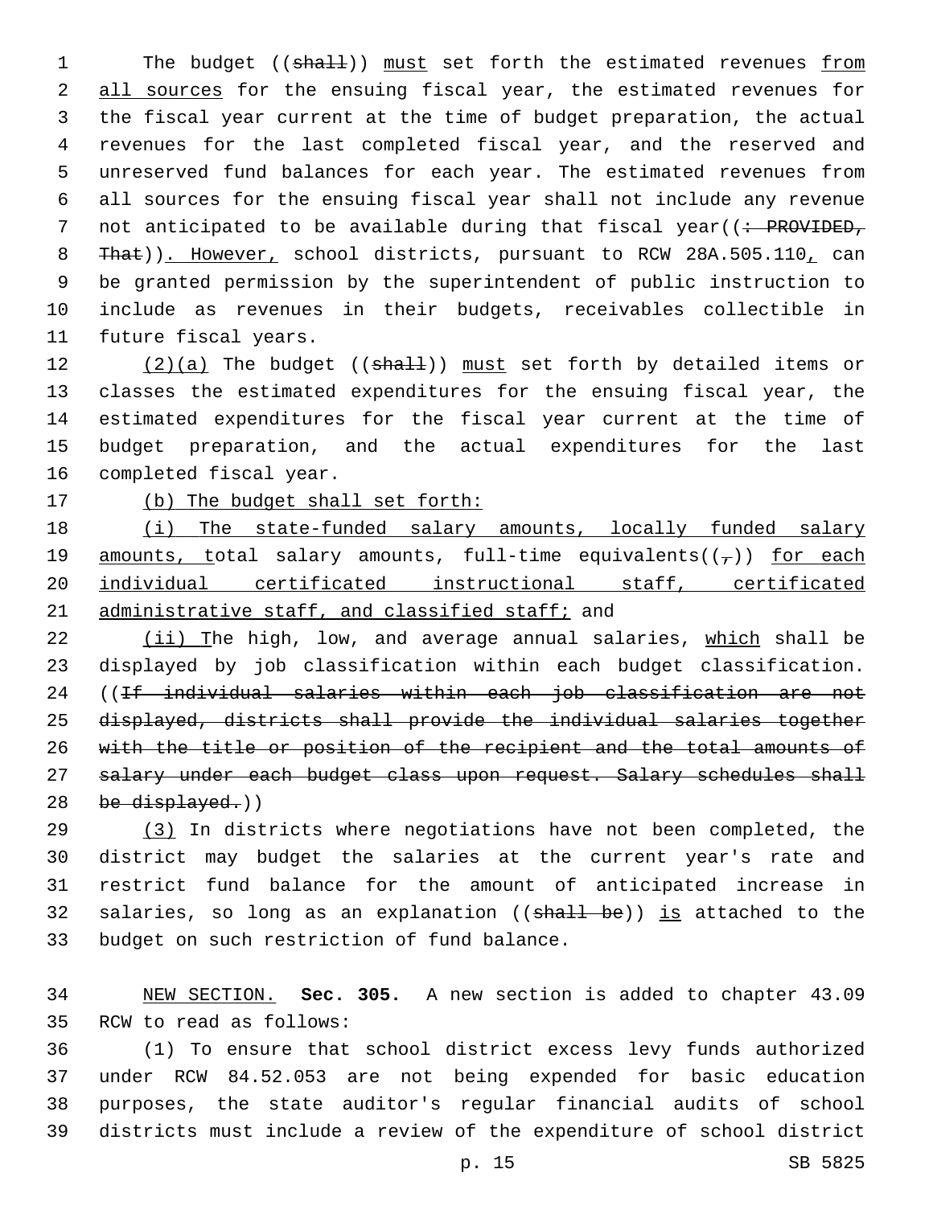The budget ((~~shall~~)) <u>must</u> set forth the estimated revenues <u>from all sources</u> for the ensuing fiscal year, the estimated revenues for the fiscal year current at the time of budget preparation, the actual revenues for the last completed fiscal year, and the reserved and unreserved fund balances for each year. The estimated revenues from all sources for the ensuing fiscal year shall not include any revenue not anticipated to be available during that fiscal year((~~: PROVIDED, That~~))<u>. However,</u> school districts, pursuant to RCW 28A.505.110<u>,</u> can be granted permission by the superintendent of public instruction to include as revenues in their budgets, receivables collectible in future fiscal years.

<u>(2)(a)</u> The budget ((~~shall~~)) <u>must</u> set forth by detailed items or classes the estimated expenditures for the ensuing fiscal year, the estimated expenditures for the fiscal year current at the time of budget preparation, and the actual expenditures for the last completed fiscal year.

<u>(b) The budget shall set forth:</u>

<u>(i) The state-funded salary amounts, locally funded salary amounts, t</u>otal salary amounts, full-time equivalents((~~,~~)) <u>for each individual certificated instructional staff, certificated administrative staff, and classified staff;</u> and

<u>(ii) T</u>he high, low, and average annual salaries, <u>which</u> shall be displayed by job classification within each budget classification. ((~~If individual salaries within each job classification are not displayed, districts shall provide the individual salaries together with the title or position of the recipient and the total amounts of salary under each budget class upon request. Salary schedules shall be displayed.~~))

<u>(3)</u> In districts where negotiations have not been completed, the district may budget the salaries at the current year's rate and restrict fund balance for the amount of anticipated increase in salaries, so long as an explanation ((~~shall be~~)) <u>is</u> attached to the budget on such restriction of fund balance.

<u>NEW SECTION.</u> **Sec. 305.** A new section is added to chapter 43.09 RCW to read as follows:

(1) To ensure that school district excess levy funds authorized under RCW 84.52.053 are not being expended for basic education purposes, the state auditor's regular financial audits of school districts must include a review of the expenditure of school district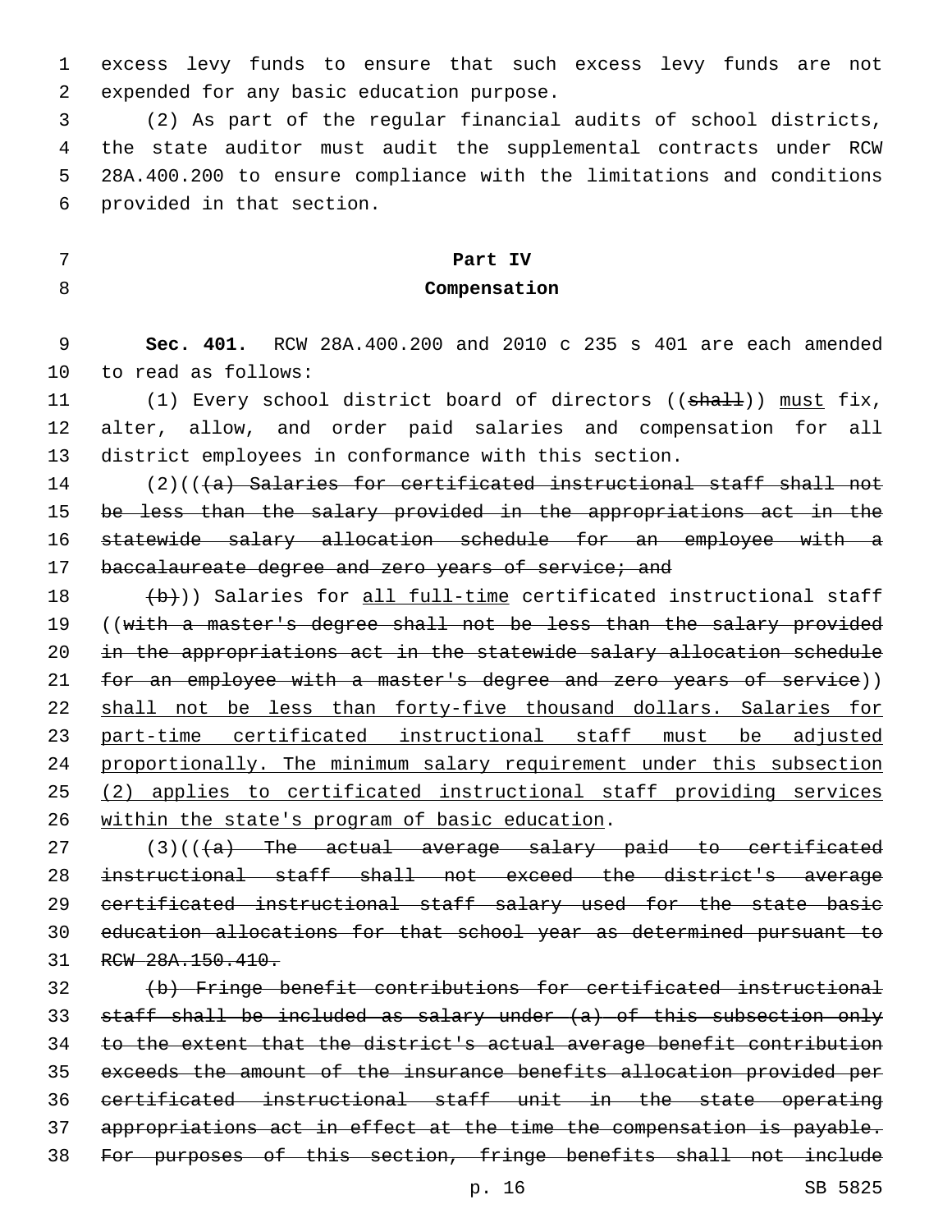excess levy funds to ensure that such excess levy funds are not expended for any basic education purpose.

(2) As part of the regular financial audits of school districts, the state auditor must audit the supplemental contracts under RCW 28A.400.200 to ensure compliance with the limitations and conditions provided in that section.

**Part IV**

**Compensation**

**Sec. 401.** RCW 28A.400.200 and 2010 c 235 s 401 are each amended to read as follows:

(1) Every school district board of directors ((~~shall~~)) <u>must</u> fix, alter, allow, and order paid salaries and compensation for all district employees in conformance with this section.

(2)((~~(a) Salaries for certificated instructional staff shall not be less than the salary provided in the appropriations act in the statewide salary allocation schedule for an employee with a baccalaureate degree and zero years of service; and~~

~~(b)~~)) Salaries for <u>all full-time</u> certificated instructional staff ((~~with a master's degree shall not be less than the salary provided in the appropriations act in the statewide salary allocation schedule for an employee with a master's degree and zero years of service~~)) <u>shall not be less than forty-five thousand dollars. Salaries for part-time certificated instructional staff must be adjusted proportionally. The minimum salary requirement under this subsection (2) applies to certificated instructional staff providing services within the state's program of basic education</u>.

(3)((~~(a) The actual average salary paid to certificated instructional staff shall not exceed the district's average certificated instructional staff salary used for the state basic education allocations for that school year as determined pursuant to RCW 28A.150.410.~~

~~(b) Fringe benefit contributions for certificated instructional staff shall be included as salary under (a) of this subsection only to the extent that the district's actual average benefit contribution exceeds the amount of the insurance benefits allocation provided per certificated instructional staff unit in the state operating appropriations act in effect at the time the compensation is payable. For purposes of this section, fringe benefits shall not include~~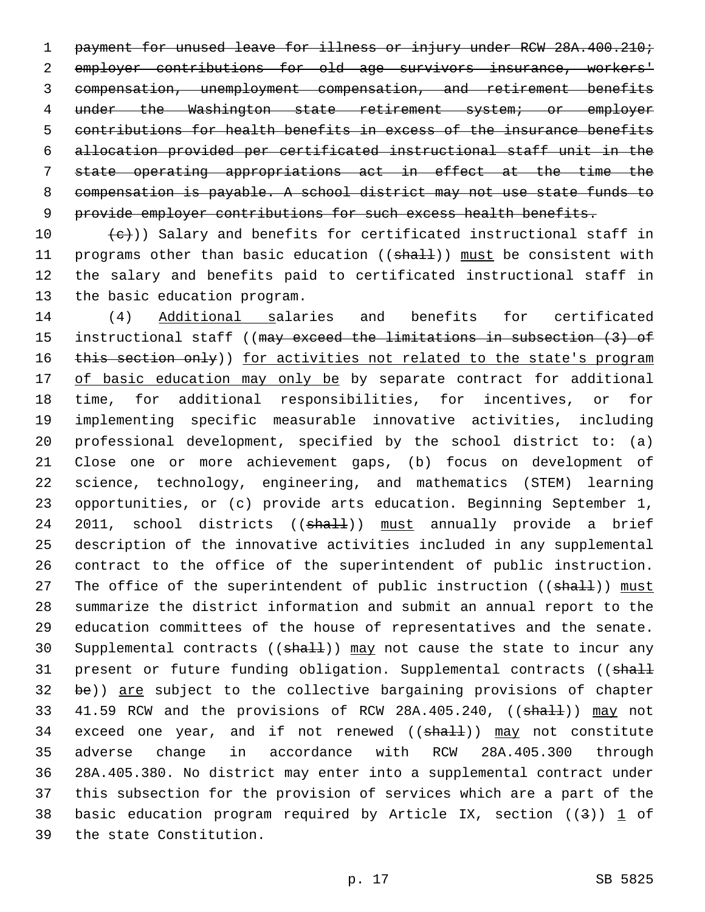payment for unused leave for illness or injury under RCW 28A.400.210; employer contributions for old age survivors insurance, workers' compensation, unemployment compensation, and retirement benefits under the Washington state retirement system; or employer contributions for health benefits in excess of the insurance benefits allocation provided per certificated instructional staff unit in the state operating appropriations act in effect at the time the compensation is payable. A school district may not use state funds to provide employer contributions for such excess health benefits.

(c))) Salary and benefits for certificated instructional staff in programs other than basic education ((shall)) must be consistent with the salary and benefits paid to certificated instructional staff in the basic education program.

(4) Additional salaries and benefits for certificated instructional staff ((may exceed the limitations in subsection (3) of this section only)) for activities not related to the state's program of basic education may only be by separate contract for additional time, for additional responsibilities, for incentives, or for implementing specific measurable innovative activities, including professional development, specified by the school district to: (a) Close one or more achievement gaps, (b) focus on development of science, technology, engineering, and mathematics (STEM) learning opportunities, or (c) provide arts education. Beginning September 1, 2011, school districts ((shall)) must annually provide a brief description of the innovative activities included in any supplemental contract to the office of the superintendent of public instruction. The office of the superintendent of public instruction ((shall)) must summarize the district information and submit an annual report to the education committees of the house of representatives and the senate. Supplemental contracts ((shall)) may not cause the state to incur any present or future funding obligation. Supplemental contracts ((shall be)) are subject to the collective bargaining provisions of chapter 41.59 RCW and the provisions of RCW 28A.405.240, ((shall)) may not exceed one year, and if not renewed ((shall)) may not constitute adverse change in accordance with RCW 28A.405.300 through 28A.405.380. No district may enter into a supplemental contract under this subsection for the provision of services which are a part of the basic education program required by Article IX, section ((3)) 1 of the state Constitution.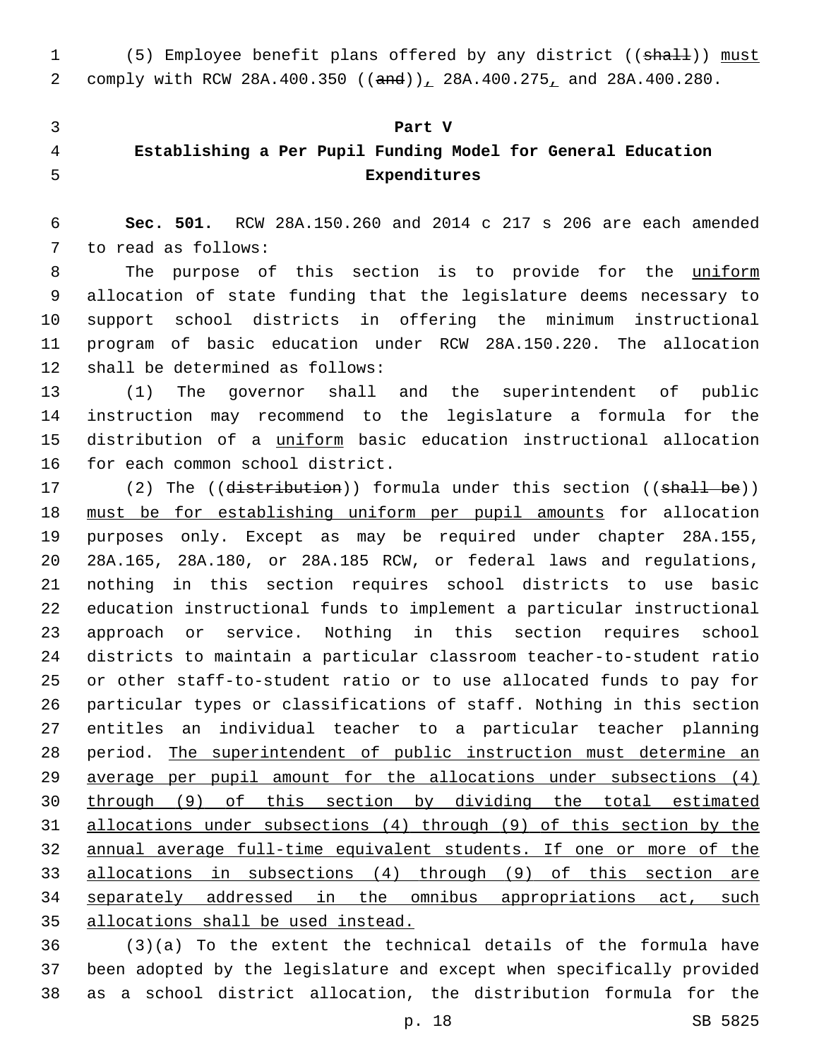(5) Employee benefit plans offered by any district ((~~shall~~)) <u>must</u> comply with RCW 28A.400.350 ((~~and~~))<u>,</u> 28A.400.275<u>,</u> and 28A.400.280.

**Part V**

**Establishing a Per Pupil Funding Model for General Education Expenditures**

**Sec. 501.** RCW 28A.150.260 and 2014 c 217 s 206 are each amended to read as follows:

The purpose of this section is to provide for the <u>uniform</u> allocation of state funding that the legislature deems necessary to support school districts in offering the minimum instructional program of basic education under RCW 28A.150.220. The allocation shall be determined as follows:

(1) The governor shall and the superintendent of public instruction may recommend to the legislature a formula for the distribution of a <u>uniform</u> basic education instructional allocation for each common school district.

(2) The ((~~distribution~~)) formula under this section ((~~shall be~~)) <u>must be for establishing uniform per pupil amounts</u> for allocation purposes only. Except as may be required under chapter 28A.155, 28A.165, 28A.180, or 28A.185 RCW, or federal laws and regulations, nothing in this section requires school districts to use basic education instructional funds to implement a particular instructional approach or service. Nothing in this section requires school districts to maintain a particular classroom teacher-to-student ratio or other staff-to-student ratio or to use allocated funds to pay for particular types or classifications of staff. Nothing in this section entitles an individual teacher to a particular teacher planning period. <u>The superintendent of public instruction must determine an average per pupil amount for the allocations under subsections (4) through (9) of this section by dividing the total estimated allocations under subsections (4) through (9) of this section by the annual average full-time equivalent students. If one or more of the allocations in subsections (4) through (9) of this section are separately addressed in the omnibus appropriations act, such allocations shall be used instead.</u>

(3)(a) To the extent the technical details of the formula have been adopted by the legislature and except when specifically provided as a school district allocation, the distribution formula for the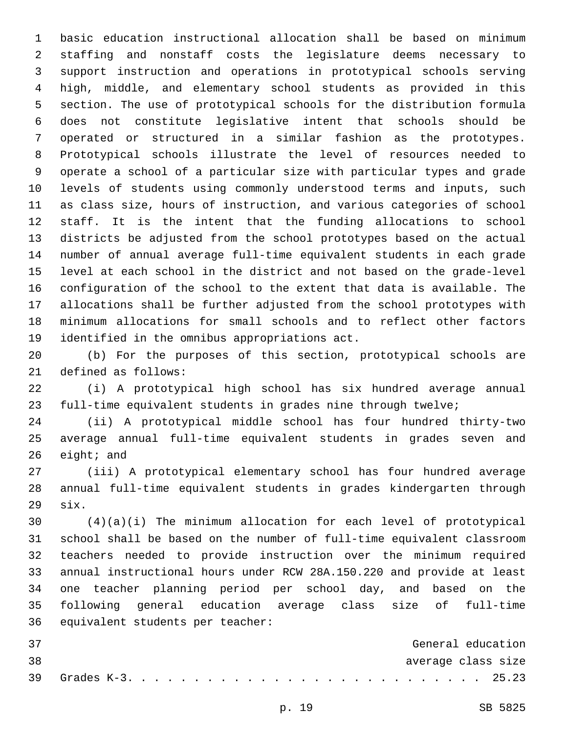basic education instructional allocation shall be based on minimum staffing and nonstaff costs the legislature deems necessary to support instruction and operations in prototypical schools serving high, middle, and elementary school students as provided in this section. The use of prototypical schools for the distribution formula does not constitute legislative intent that schools should be operated or structured in a similar fashion as the prototypes. Prototypical schools illustrate the level of resources needed to operate a school of a particular size with particular types and grade levels of students using commonly understood terms and inputs, such as class size, hours of instruction, and various categories of school staff. It is the intent that the funding allocations to school districts be adjusted from the school prototypes based on the actual number of annual average full-time equivalent students in each grade level at each school in the district and not based on the grade-level configuration of the school to the extent that data is available. The allocations shall be further adjusted from the school prototypes with minimum allocations for small schools and to reflect other factors identified in the omnibus appropriations act.

(b) For the purposes of this section, prototypical schools are defined as follows:

(i) A prototypical high school has six hundred average annual full-time equivalent students in grades nine through twelve;

(ii) A prototypical middle school has four hundred thirty-two average annual full-time equivalent students in grades seven and eight; and

(iii) A prototypical elementary school has four hundred average annual full-time equivalent students in grades kindergarten through six.

(4)(a)(i) The minimum allocation for each level of prototypical school shall be based on the number of full-time equivalent classroom teachers needed to provide instruction over the minimum required annual instructional hours under RCW 28A.150.220 and provide at least one teacher planning period per school day, and based on the following general education average class size of full-time equivalent students per teacher:

| | General education average class size |
|---|---|
| Grades K-3 | 25.23 |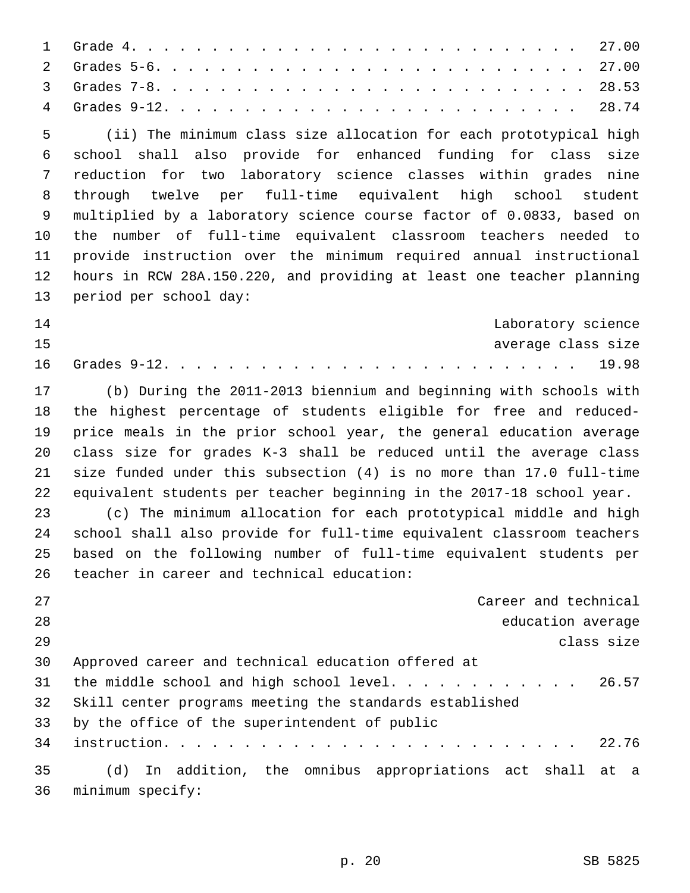| | |
|---|---|
| Grade 4 | 27.00 |
| Grades 5-6 | 27.00 |
| Grades 7-8 | 28.53 |
| Grades 9-12 | 28.74 |

(ii) The minimum class size allocation for each prototypical high school shall also provide for enhanced funding for class size reduction for two laboratory science classes within grades nine through twelve per full-time equivalent high school student multiplied by a laboratory science course factor of 0.0833, based on the number of full-time equivalent classroom teachers needed to provide instruction over the minimum required annual instructional hours in RCW 28A.150.220, and providing at least one teacher planning period per school day:

| | Laboratory science average class size |
|---|---|
| Grades 9-12 | 19.98 |

(b) During the 2011-2013 biennium and beginning with schools with the highest percentage of students eligible for free and reduced-price meals in the prior school year, the general education average class size for grades K-3 shall be reduced until the average class size funded under this subsection (4) is no more than 17.0 full-time equivalent students per teacher beginning in the 2017-18 school year.

(c) The minimum allocation for each prototypical middle and high school shall also provide for full-time equivalent classroom teachers based on the following number of full-time equivalent students per teacher in career and technical education:

| | Career and technical education average class size |
|---|---|
| Approved career and technical education offered at the middle school and high school level | 26.57 |
| Skill center programs meeting the standards established by the office of the superintendent of public instruction | 22.76 |

(d) In addition, the omnibus appropriations act shall at a minimum specify: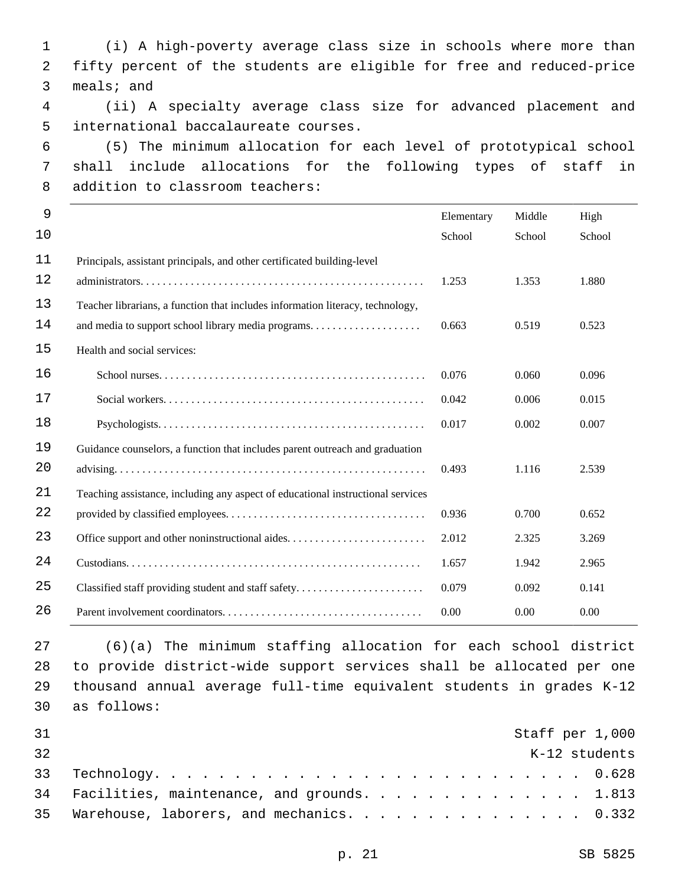(i) A high-poverty average class size in schools where more than fifty percent of the students are eligible for free and reduced-price meals; and

(ii) A specialty average class size for advanced placement and international baccalaureate courses.

(5) The minimum allocation for each level of prototypical school shall include allocations for the following types of staff in addition to classroom teachers:

| | Elementary School | Middle School | High School |
|---|---|---|---|
| Principals, assistant principals, and other certificated building-level administrators | 1.253 | 1.353 | 1.880 |
| Teacher librarians, a function that includes information literacy, technology, and media to support school library media programs | 0.663 | 0.519 | 0.523 |
| Health and social services: | | | |
| School nurses | 0.076 | 0.060 | 0.096 |
| Social workers | 0.042 | 0.006 | 0.015 |
| Psychologists | 0.017 | 0.002 | 0.007 |
| Guidance counselors, a function that includes parent outreach and graduation advising | 0.493 | 1.116 | 2.539 |
| Teaching assistance, including any aspect of educational instructional services provided by classified employees | 0.936 | 0.700 | 0.652 |
| Office support and other noninstructional aides | 2.012 | 2.325 | 3.269 |
| Custodians | 1.657 | 1.942 | 2.965 |
| Classified staff providing student and staff safety | 0.079 | 0.092 | 0.141 |
| Parent involvement coordinators | 0.00 | 0.00 | 0.00 |

(6)(a) The minimum staffing allocation for each school district to provide district-wide support services shall be allocated per one thousand annual average full-time equivalent students in grades K-12 as follows:

| | Staff per 1,000 K-12 students |
|---|---|
| Technology | 0.628 |
| Facilities, maintenance, and grounds | 1.813 |
| Warehouse, laborers, and mechanics | 0.332 |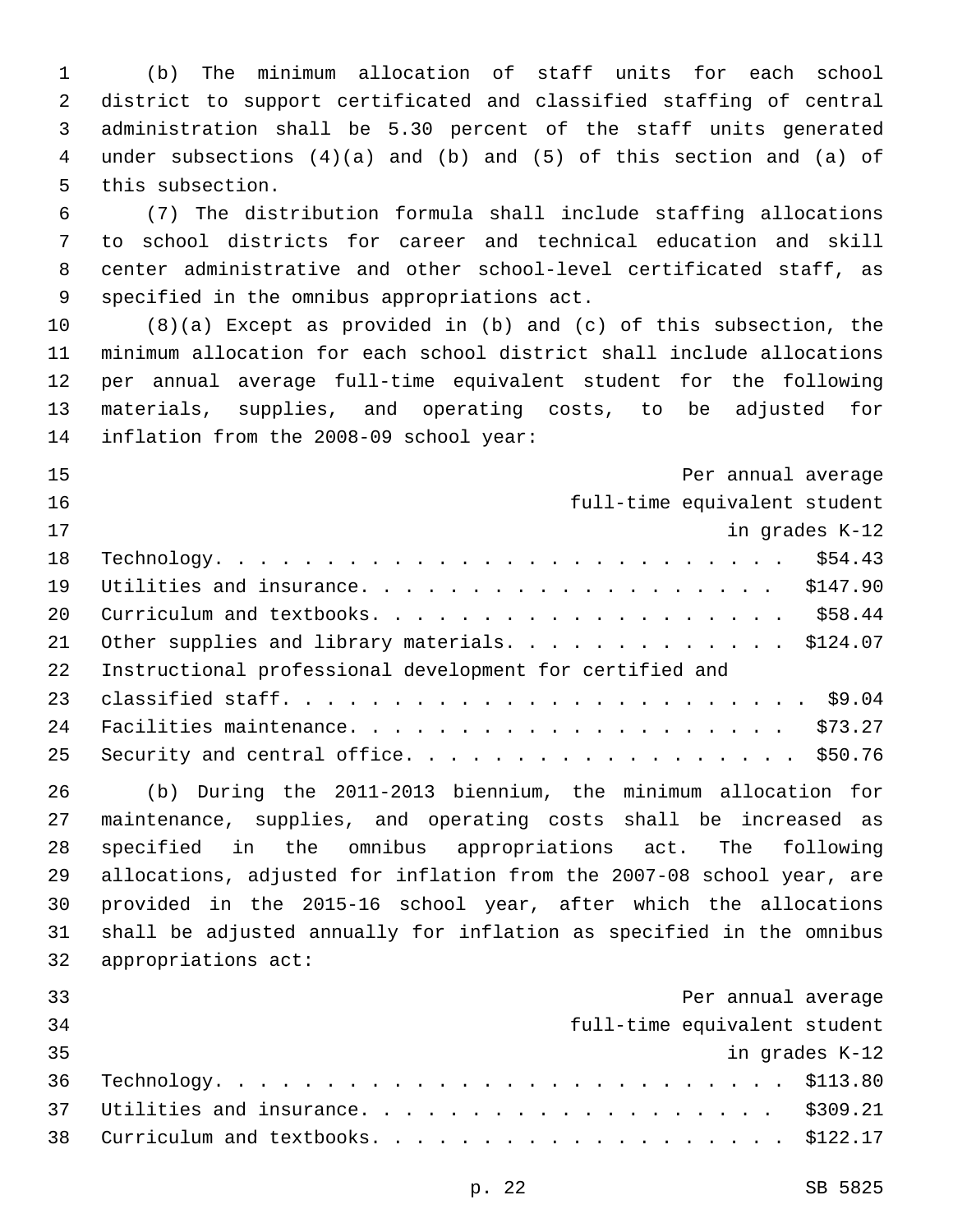(b) The minimum allocation of staff units for each school district to support certificated and classified staffing of central administration shall be 5.30 percent of the staff units generated under subsections (4)(a) and (b) and (5) of this section and (a) of this subsection.

(7) The distribution formula shall include staffing allocations to school districts for career and technical education and skill center administrative and other school-level certificated staff, as specified in the omnibus appropriations act.

(8)(a) Except as provided in (b) and (c) of this subsection, the minimum allocation for each school district shall include allocations per annual average full-time equivalent student for the following materials, supplies, and operating costs, to be adjusted for inflation from the 2008-09 school year:

| | Per annual average full-time equivalent student in grades K-12 |
|---|---|
| Technology | $54.43 |
| Utilities and insurance | $147.90 |
| Curriculum and textbooks | $58.44 |
| Other supplies and library materials | $124.07 |
| Instructional professional development for certified and classified staff | $9.04 |
| Facilities maintenance | $73.27 |
| Security and central office | $50.76 |

(b) During the 2011-2013 biennium, the minimum allocation for maintenance, supplies, and operating costs shall be increased as specified in the omnibus appropriations act. The following allocations, adjusted for inflation from the 2007-08 school year, are provided in the 2015-16 school year, after which the allocations shall be adjusted annually for inflation as specified in the omnibus appropriations act:

| | Per annual average full-time equivalent student in grades K-12 |
|---|---|
| Technology | $113.80 |
| Utilities and insurance | $309.21 |
| Curriculum and textbooks | $122.17 |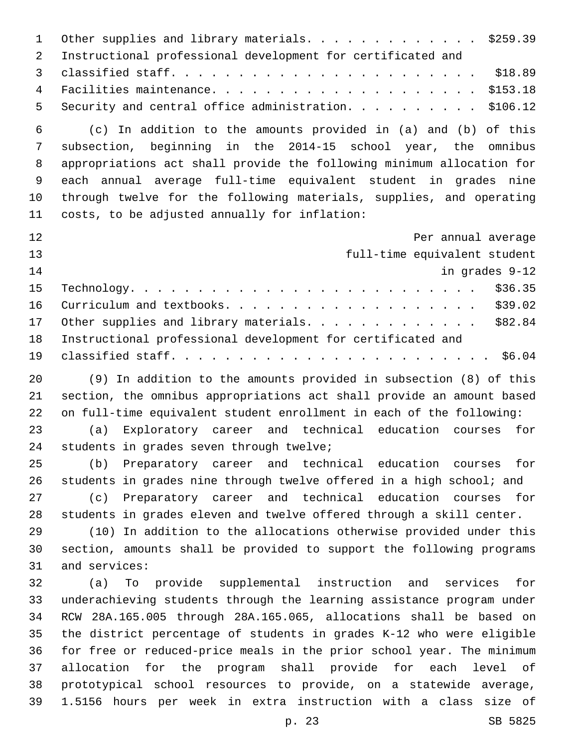Other supplies and library materials. . . . . . . . . . . . . . $259.39
Instructional professional development for certificated and classified staff. . . . . . . . . . . . . . . . . . . . . . . . $18.89
Facilities maintenance. . . . . . . . . . . . . . . . . . . . . $153.18
Security and central office administration. . . . . . . . . . $106.12

(c) In addition to the amounts provided in (a) and (b) of this subsection, beginning in the 2014-15 school year, the omnibus appropriations act shall provide the following minimum allocation for each annual average full-time equivalent student in grades nine through twelve for the following materials, supplies, and operating costs, to be adjusted annually for inflation:

| | Per annual average full-time equivalent student in grades 9-12 |
|---|---|
| Technology. . . . . . . . . . . . . . . . . . . . . . . . . . . | $36.35 |
| Curriculum and textbooks. . . . . . . . . . . . . . . . . . . . | $39.02 |
| Other supplies and library materials. . . . . . . . . . . . . . | $82.84 |
| Instructional professional development for certificated and classified staff. . . . . . . . . . . . . . . . . . . . . . . . | $6.04 |

(9) In addition to the amounts provided in subsection (8) of this section, the omnibus appropriations act shall provide an amount based on full-time equivalent student enrollment in each of the following:

(a) Exploratory career and technical education courses for students in grades seven through twelve;

(b) Preparatory career and technical education courses for students in grades nine through twelve offered in a high school; and

(c) Preparatory career and technical education courses for students in grades eleven and twelve offered through a skill center.

(10) In addition to the allocations otherwise provided under this section, amounts shall be provided to support the following programs and services:

(a) To provide supplemental instruction and services for underachieving students through the learning assistance program under RCW 28A.165.005 through 28A.165.065, allocations shall be based on the district percentage of students in grades K-12 who were eligible for free or reduced-price meals in the prior school year. The minimum allocation for the program shall provide for each level of prototypical school resources to provide, on a statewide average, 1.5156 hours per week in extra instruction with a class size of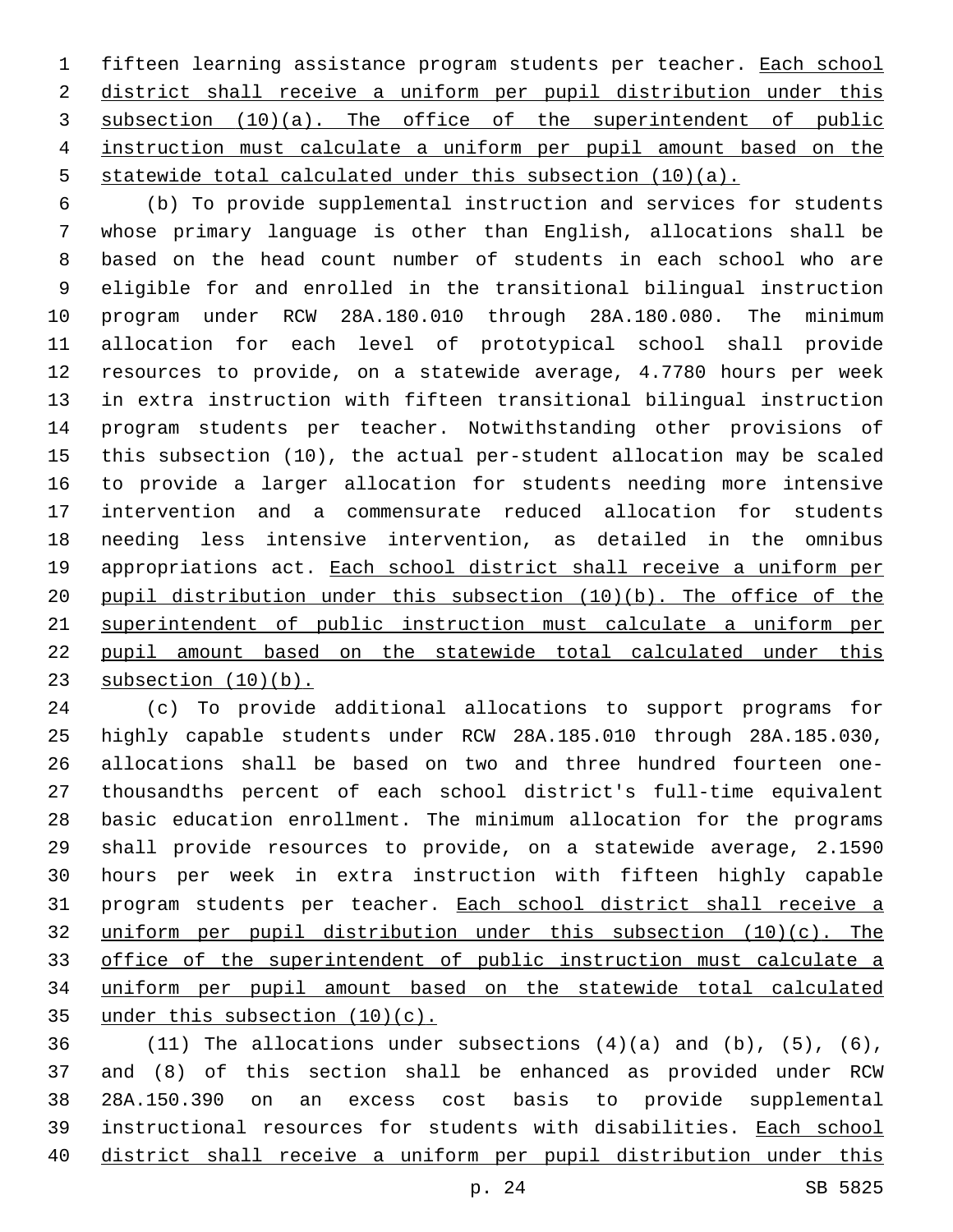fifteen learning assistance program students per teacher. Each school district shall receive a uniform per pupil distribution under this subsection (10)(a). The office of the superintendent of public instruction must calculate a uniform per pupil amount based on the statewide total calculated under this subsection (10)(a).

(b) To provide supplemental instruction and services for students whose primary language is other than English, allocations shall be based on the head count number of students in each school who are eligible for and enrolled in the transitional bilingual instruction program under RCW 28A.180.010 through 28A.180.080. The minimum allocation for each level of prototypical school shall provide resources to provide, on a statewide average, 4.7780 hours per week in extra instruction with fifteen transitional bilingual instruction program students per teacher. Notwithstanding other provisions of this subsection (10), the actual per-student allocation may be scaled to provide a larger allocation for students needing more intensive intervention and a commensurate reduced allocation for students needing less intensive intervention, as detailed in the omnibus appropriations act. Each school district shall receive a uniform per pupil distribution under this subsection (10)(b). The office of the superintendent of public instruction must calculate a uniform per pupil amount based on the statewide total calculated under this subsection (10)(b).

(c) To provide additional allocations to support programs for highly capable students under RCW 28A.185.010 through 28A.185.030, allocations shall be based on two and three hundred fourteen one-thousandths percent of each school district's full-time equivalent basic education enrollment. The minimum allocation for the programs shall provide resources to provide, on a statewide average, 2.1590 hours per week in extra instruction with fifteen highly capable program students per teacher. Each school district shall receive a uniform per pupil distribution under this subsection (10)(c). The office of the superintendent of public instruction must calculate a uniform per pupil amount based on the statewide total calculated under this subsection (10)(c).

(11) The allocations under subsections (4)(a) and (b), (5), (6), and (8) of this section shall be enhanced as provided under RCW 28A.150.390 on an excess cost basis to provide supplemental instructional resources for students with disabilities. Each school district shall receive a uniform per pupil distribution under this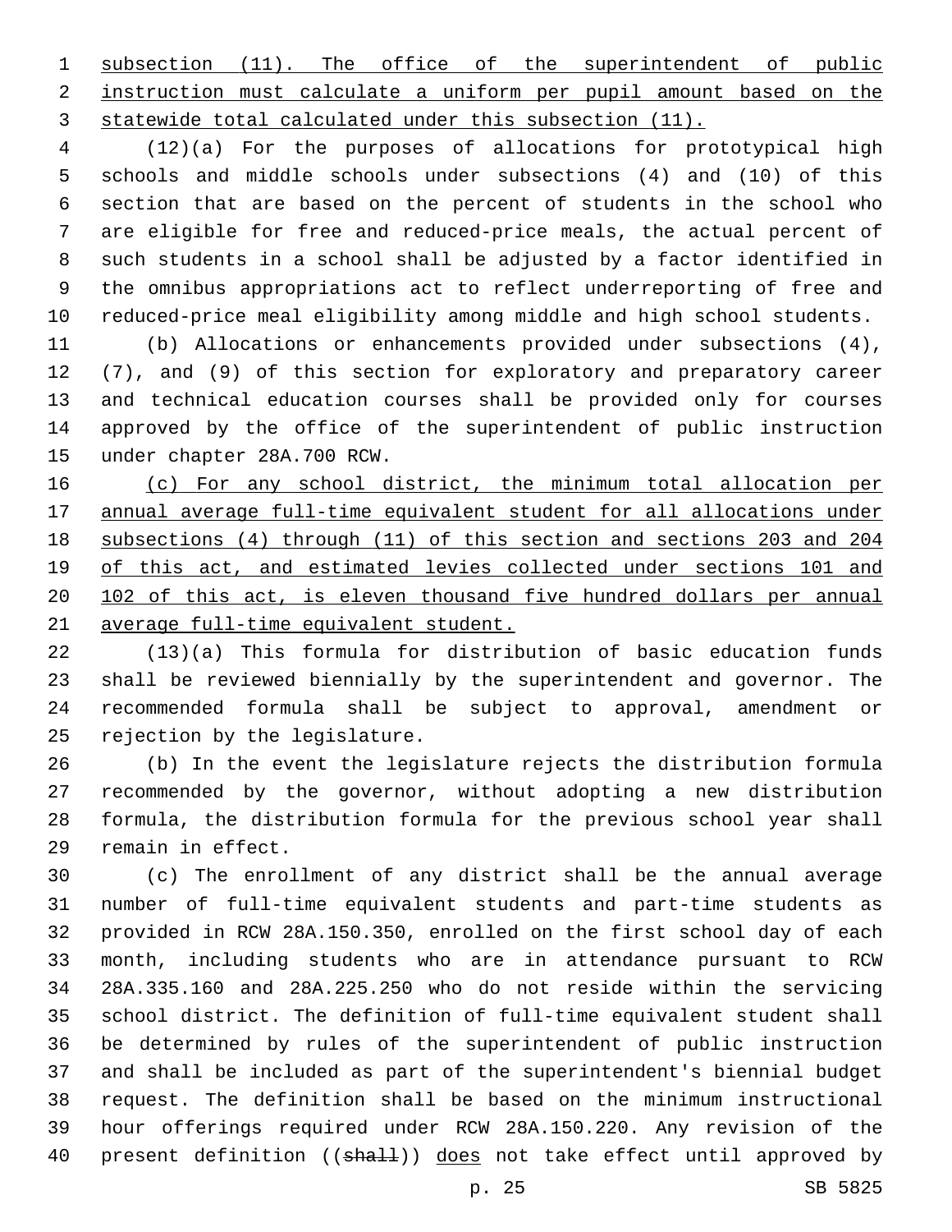subsection (11). The office of the superintendent of public instruction must calculate a uniform per pupil amount based on the statewide total calculated under this subsection (11).

(12)(a) For the purposes of allocations for prototypical high schools and middle schools under subsections (4) and (10) of this section that are based on the percent of students in the school who are eligible for free and reduced-price meals, the actual percent of such students in a school shall be adjusted by a factor identified in the omnibus appropriations act to reflect underreporting of free and reduced-price meal eligibility among middle and high school students.

(b) Allocations or enhancements provided under subsections (4), (7), and (9) of this section for exploratory and preparatory career and technical education courses shall be provided only for courses approved by the office of the superintendent of public instruction under chapter 28A.700 RCW.

(c) For any school district, the minimum total allocation per annual average full-time equivalent student for all allocations under subsections (4) through (11) of this section and sections 203 and 204 of this act, and estimated levies collected under sections 101 and 102 of this act, is eleven thousand five hundred dollars per annual average full-time equivalent student.

(13)(a) This formula for distribution of basic education funds shall be reviewed biennially by the superintendent and governor. The recommended formula shall be subject to approval, amendment or rejection by the legislature.

(b) In the event the legislature rejects the distribution formula recommended by the governor, without adopting a new distribution formula, the distribution formula for the previous school year shall remain in effect.

(c) The enrollment of any district shall be the annual average number of full-time equivalent students and part-time students as provided in RCW 28A.150.350, enrolled on the first school day of each month, including students who are in attendance pursuant to RCW 28A.335.160 and 28A.225.250 who do not reside within the servicing school district. The definition of full-time equivalent student shall be determined by rules of the superintendent of public instruction and shall be included as part of the superintendent's biennial budget request. The definition shall be based on the minimum instructional hour offerings required under RCW 28A.150.220. Any revision of the present definition ((shall)) does not take effect until approved by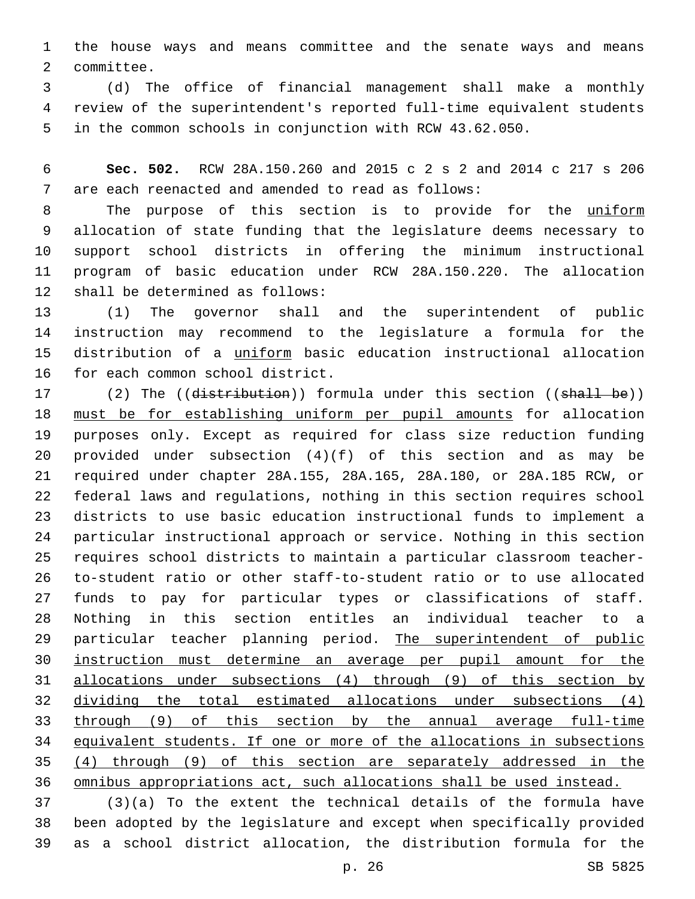the house ways and means committee and the senate ways and means committee.

(d) The office of financial management shall make a monthly review of the superintendent's reported full-time equivalent students in the common schools in conjunction with RCW 43.62.050.

**Sec. 502.** RCW 28A.150.260 and 2015 c 2 s 2 and 2014 c 217 s 206 are each reenacted and amended to read as follows:

The purpose of this section is to provide for the uniform allocation of state funding that the legislature deems necessary to support school districts in offering the minimum instructional program of basic education under RCW 28A.150.220. The allocation shall be determined as follows:

(1) The governor shall and the superintendent of public instruction may recommend to the legislature a formula for the distribution of a uniform basic education instructional allocation for each common school district.

(2) The ((~~distribution~~)) formula under this section ((~~shall be~~)) must be for establishing uniform per pupil amounts for allocation purposes only. Except as required for class size reduction funding provided under subsection (4)(f) of this section and as may be required under chapter 28A.155, 28A.165, 28A.180, or 28A.185 RCW, or federal laws and regulations, nothing in this section requires school districts to use basic education instructional funds to implement a particular instructional approach or service. Nothing in this section requires school districts to maintain a particular classroom teacher-to-student ratio or other staff-to-student ratio or to use allocated funds to pay for particular types or classifications of staff. Nothing in this section entitles an individual teacher to a particular teacher planning period. The superintendent of public instruction must determine an average per pupil amount for the allocations under subsections (4) through (9) of this section by dividing the total estimated allocations under subsections (4) through (9) of this section by the annual average full-time equivalent students. If one or more of the allocations in subsections (4) through (9) of this section are separately addressed in the omnibus appropriations act, such allocations shall be used instead.

(3)(a) To the extent the technical details of the formula have been adopted by the legislature and except when specifically provided as a school district allocation, the distribution formula for the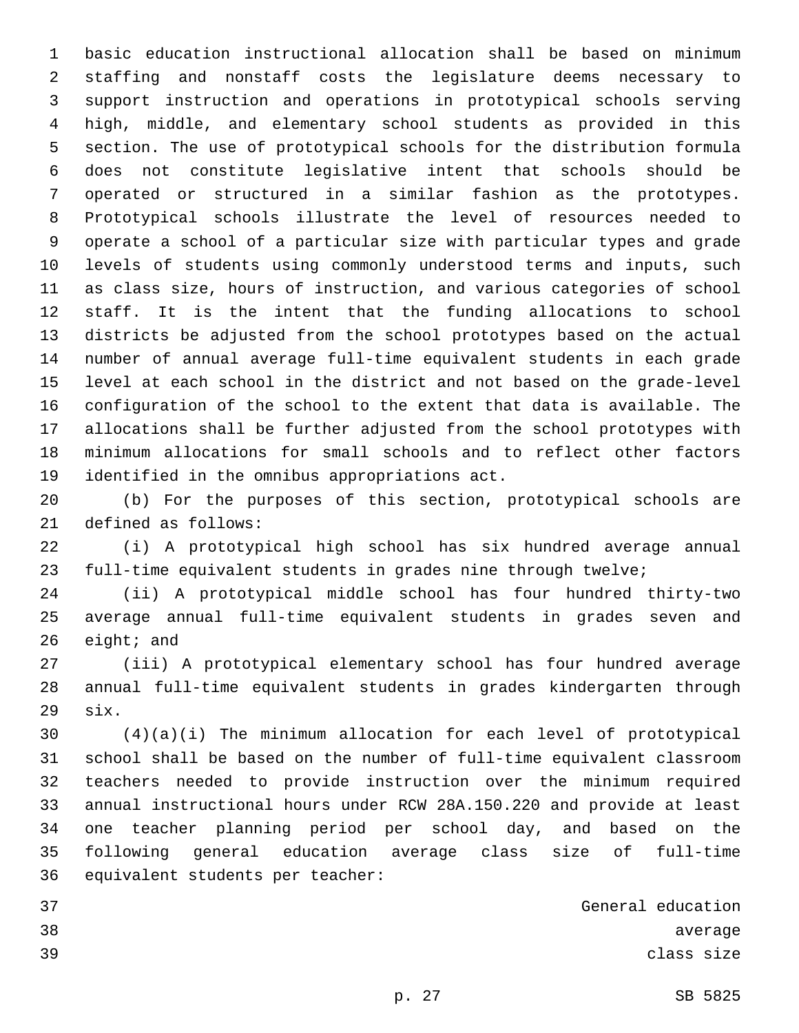basic education instructional allocation shall be based on minimum staffing and nonstaff costs the legislature deems necessary to support instruction and operations in prototypical schools serving high, middle, and elementary school students as provided in this section. The use of prototypical schools for the distribution formula does not constitute legislative intent that schools should be operated or structured in a similar fashion as the prototypes. Prototypical schools illustrate the level of resources needed to operate a school of a particular size with particular types and grade levels of students using commonly understood terms and inputs, such as class size, hours of instruction, and various categories of school staff. It is the intent that the funding allocations to school districts be adjusted from the school prototypes based on the actual number of annual average full-time equivalent students in each grade level at each school in the district and not based on the grade-level configuration of the school to the extent that data is available. The allocations shall be further adjusted from the school prototypes with minimum allocations for small schools and to reflect other factors identified in the omnibus appropriations act.

(b) For the purposes of this section, prototypical schools are defined as follows:

(i) A prototypical high school has six hundred average annual full-time equivalent students in grades nine through twelve;

(ii) A prototypical middle school has four hundred thirty-two average annual full-time equivalent students in grades seven and eight; and

(iii) A prototypical elementary school has four hundred average annual full-time equivalent students in grades kindergarten through six.

(4)(a)(i) The minimum allocation for each level of prototypical school shall be based on the number of full-time equivalent classroom teachers needed to provide instruction over the minimum required annual instructional hours under RCW 28A.150.220 and provide at least one teacher planning period per school day, and based on the following general education average class size of full-time equivalent students per teacher:

General education
average
class size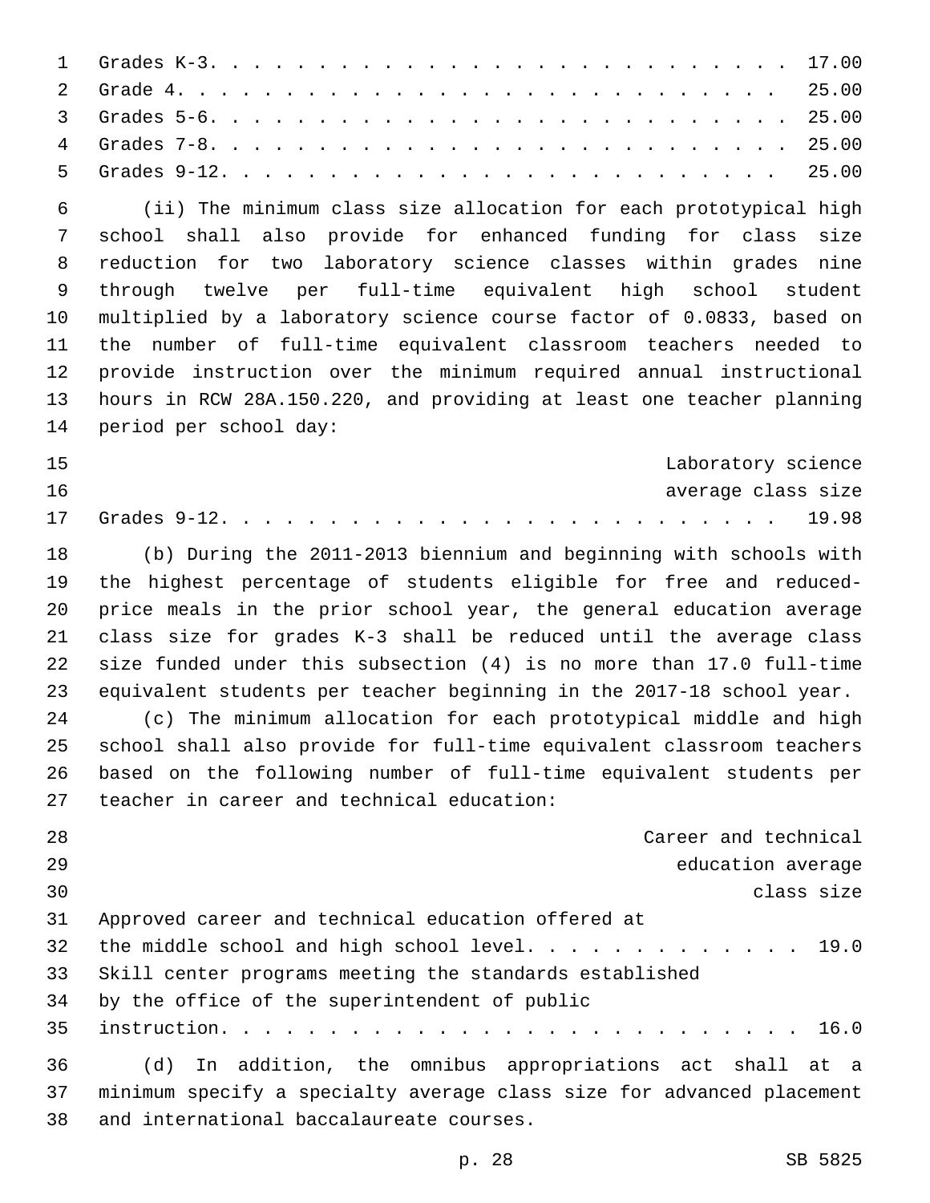| | |
|---|---|
| Grades K-3 | 17.00 |
| Grade 4 | 25.00 |
| Grades 5-6 | 25.00 |
| Grades 7-8 | 25.00 |
| Grades 9-12 | 25.00 |

(ii) The minimum class size allocation for each prototypical high school shall also provide for enhanced funding for class size reduction for two laboratory science classes within grades nine through twelve per full-time equivalent high school student multiplied by a laboratory science course factor of 0.0833, based on the number of full-time equivalent classroom teachers needed to provide instruction over the minimum required annual instructional hours in RCW 28A.150.220, and providing at least one teacher planning period per school day:

| | Laboratory science average class size |
|---|---|
| Grades 9-12 | 19.98 |

(b) During the 2011-2013 biennium and beginning with schools with the highest percentage of students eligible for free and reduced-price meals in the prior school year, the general education average class size for grades K-3 shall be reduced until the average class size funded under this subsection (4) is no more than 17.0 full-time equivalent students per teacher beginning in the 2017-18 school year.

(c) The minimum allocation for each prototypical middle and high school shall also provide for full-time equivalent classroom teachers based on the following number of full-time equivalent students per teacher in career and technical education:

| | Career and technical education average class size |
|---|---|
| Approved career and technical education offered at the middle school and high school level | 19.0 |
| Skill center programs meeting the standards established by the office of the superintendent of public instruction | 16.0 |

(d) In addition, the omnibus appropriations act shall at a minimum specify a specialty average class size for advanced placement and international baccalaureate courses.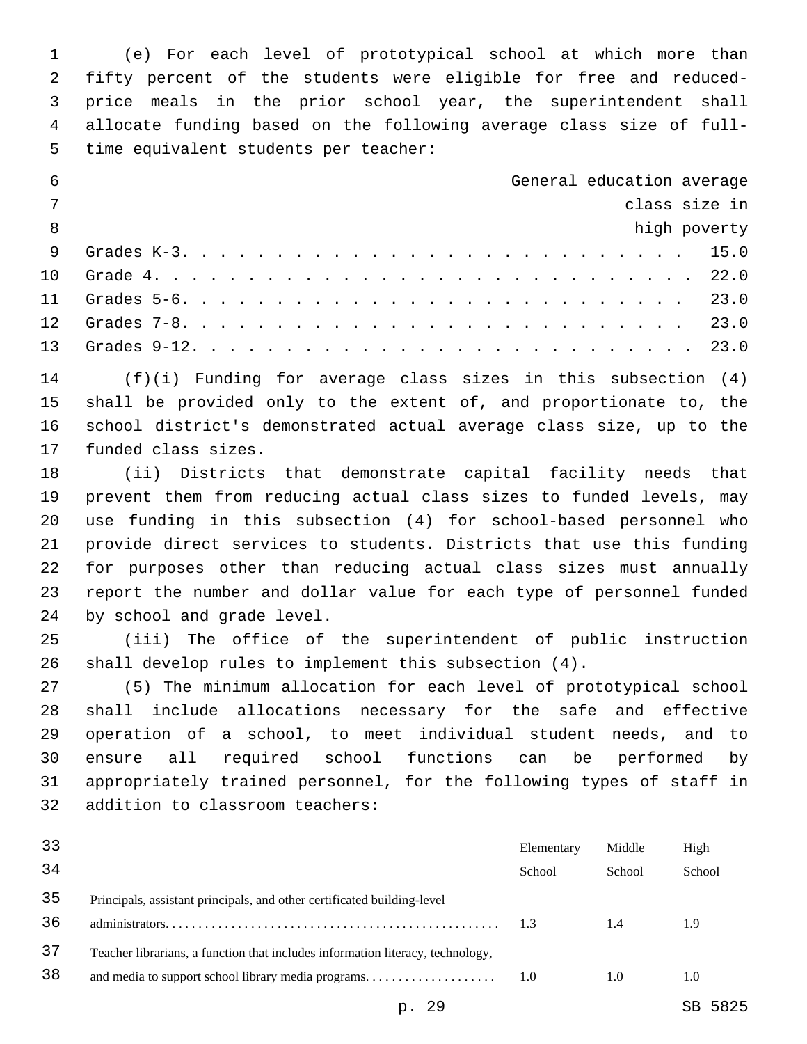(e) For each level of prototypical school at which more than fifty percent of the students were eligible for free and reduced-price meals in the prior school year, the superintendent shall allocate funding based on the following average class size of full-time equivalent students per teacher:

| | General education average class size in high poverty |
|---|---|
| Grades K-3 | 15.0 |
| Grade 4 | 22.0 |
| Grades 5-6 | 23.0 |
| Grades 7-8 | 23.0 |
| Grades 9-12 | 23.0 |

(f)(i) Funding for average class sizes in this subsection (4) shall be provided only to the extent of, and proportionate to, the school district's demonstrated actual average class size, up to the funded class sizes.

(ii) Districts that demonstrate capital facility needs that prevent them from reducing actual class sizes to funded levels, may use funding in this subsection (4) for school-based personnel who provide direct services to students. Districts that use this funding for purposes other than reducing actual class sizes must annually report the number and dollar value for each type of personnel funded by school and grade level.

(iii) The office of the superintendent of public instruction shall develop rules to implement this subsection (4).

(5) The minimum allocation for each level of prototypical school shall include allocations necessary for the safe and effective operation of a school, to meet individual student needs, and to ensure all required school functions can be performed by appropriately trained personnel, for the following types of staff in addition to classroom teachers:

| | Elementary School | Middle School | High School |
|---|---|---|---|
| Principals, assistant principals, and other certificated building-level administrators | 1.3 | 1.4 | 1.9 |
| Teacher librarians, a function that includes information literacy, technology, and media to support school library media programs | 1.0 | 1.0 | 1.0 |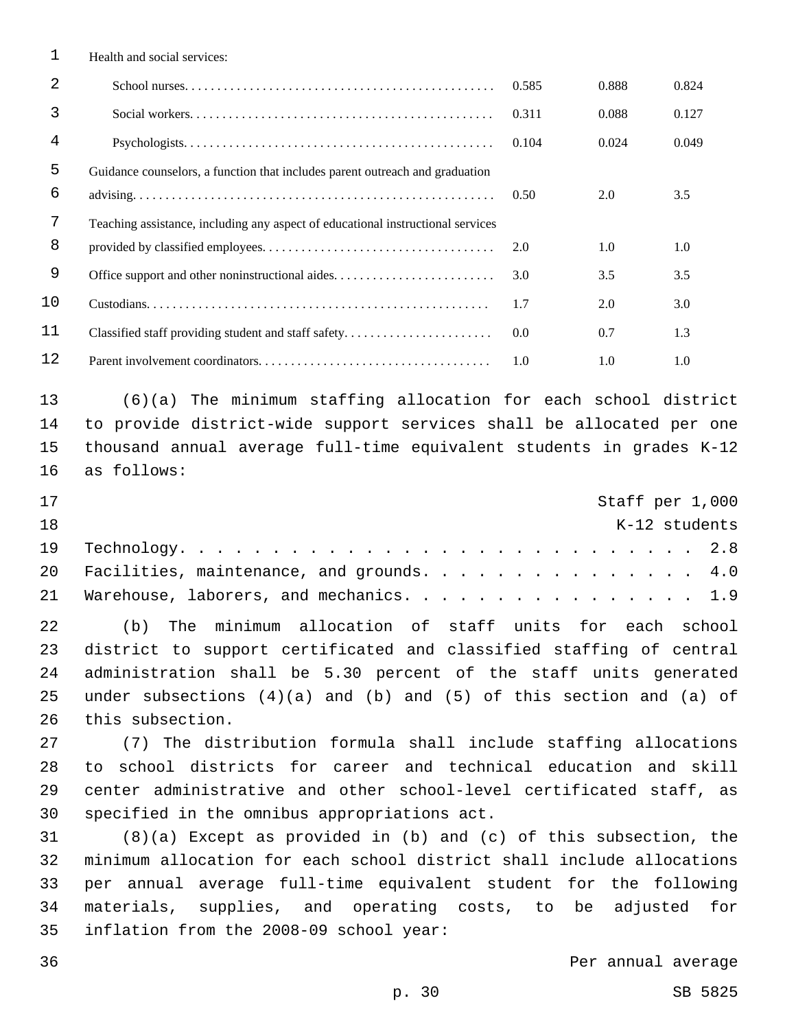| | | | |
|---|---|---|---|
| Health and social services: | | | |
| School nurses | 0.585 | 0.888 | 0.824 |
| Social workers | 0.311 | 0.088 | 0.127 |
| Psychologists | 0.104 | 0.024 | 0.049 |
| Guidance counselors, a function that includes parent outreach and graduation advising | 0.50 | 2.0 | 3.5 |
| Teaching assistance, including any aspect of educational instructional services provided by classified employees | 2.0 | 1.0 | 1.0 |
| Office support and other noninstructional aides | 3.0 | 3.5 | 3.5 |
| Custodians | 1.7 | 2.0 | 3.0 |
| Classified staff providing student and staff safety | 0.0 | 0.7 | 1.3 |
| Parent involvement coordinators | 1.0 | 1.0 | 1.0 |

(6)(a) The minimum staffing allocation for each school district to provide district-wide support services shall be allocated per one thousand annual average full-time equivalent students in grades K-12 as follows:

| | Staff per 1,000 K-12 students |
|---|---|
| Technology | 2.8 |
| Facilities, maintenance, and grounds | 4.0 |
| Warehouse, laborers, and mechanics | 1.9 |

(b) The minimum allocation of staff units for each school district to support certificated and classified staffing of central administration shall be 5.30 percent of the staff units generated under subsections (4)(a) and (b) and (5) of this section and (a) of this subsection.

(7) The distribution formula shall include staffing allocations to school districts for career and technical education and skill center administrative and other school-level certificated staff, as specified in the omnibus appropriations act.

(8)(a) Except as provided in (b) and (c) of this subsection, the minimum allocation for each school district shall include allocations per annual average full-time equivalent student for the following materials, supplies, and operating costs, to be adjusted for inflation from the 2008-09 school year:

Per annual average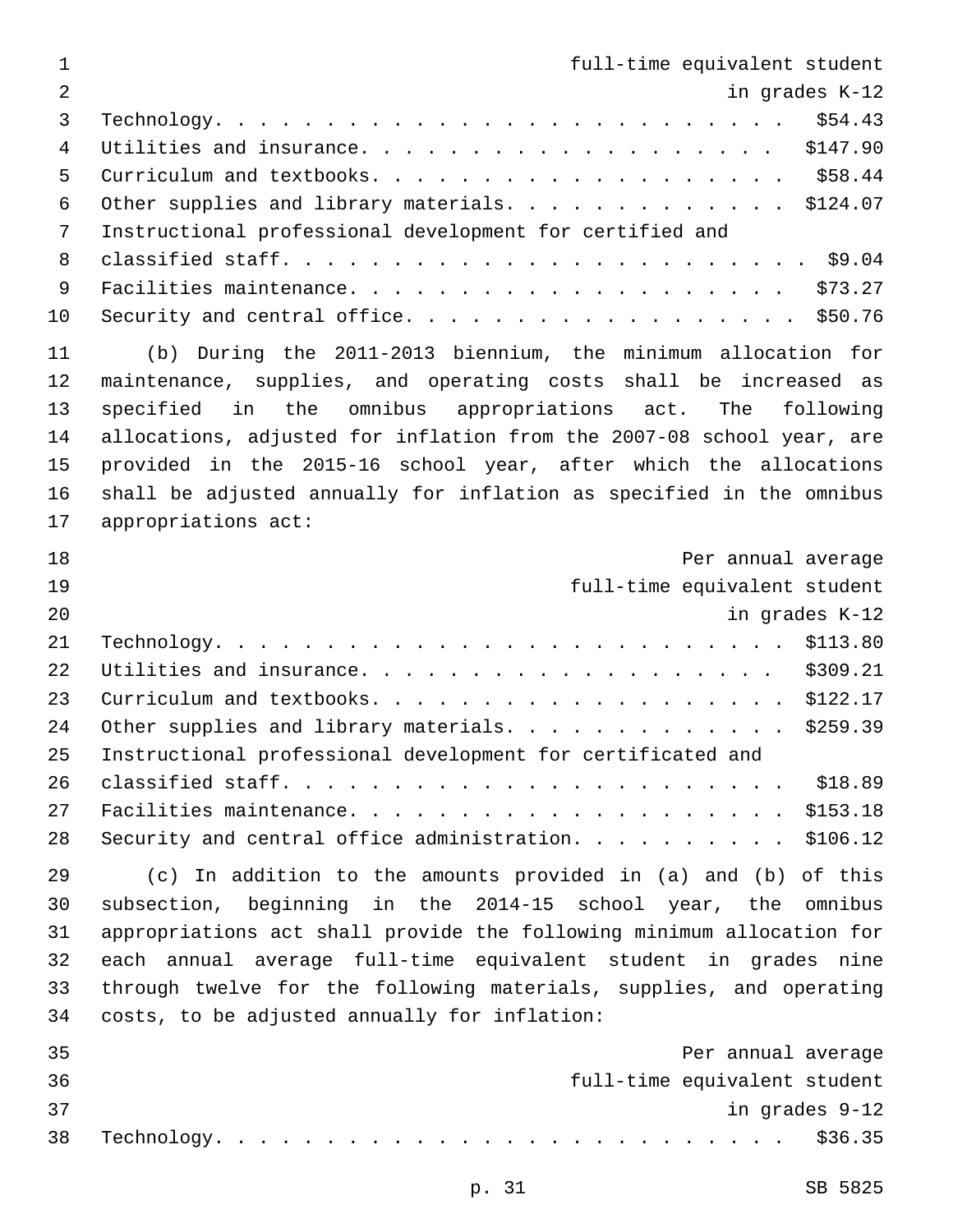| | Per annual average full-time equivalent student in grades K-12 |
|---|---|
| Technology | $54.43 |
| Utilities and insurance | $147.90 |
| Curriculum and textbooks | $58.44 |
| Other supplies and library materials | $124.07 |
| Instructional professional development for certified and classified staff | $9.04 |
| Facilities maintenance | $73.27 |
| Security and central office | $50.76 |

(b) During the 2011-2013 biennium, the minimum allocation for maintenance, supplies, and operating costs shall be increased as specified in the omnibus appropriations act. The following allocations, adjusted for inflation from the 2007-08 school year, are provided in the 2015-16 school year, after which the allocations shall be adjusted annually for inflation as specified in the omnibus appropriations act:

| | Per annual average full-time equivalent student in grades K-12 |
|---|---|
| Technology | $113.80 |
| Utilities and insurance | $309.21 |
| Curriculum and textbooks | $122.17 |
| Other supplies and library materials | $259.39 |
| Instructional professional development for certificated and classified staff | $18.89 |
| Facilities maintenance | $153.18 |
| Security and central office administration | $106.12 |

(c) In addition to the amounts provided in (a) and (b) of this subsection, beginning in the 2014-15 school year, the omnibus appropriations act shall provide the following minimum allocation for each annual average full-time equivalent student in grades nine through twelve for the following materials, supplies, and operating costs, to be adjusted annually for inflation:

| | Per annual average full-time equivalent student in grades 9-12 |
|---|---|
| Technology | $36.35 |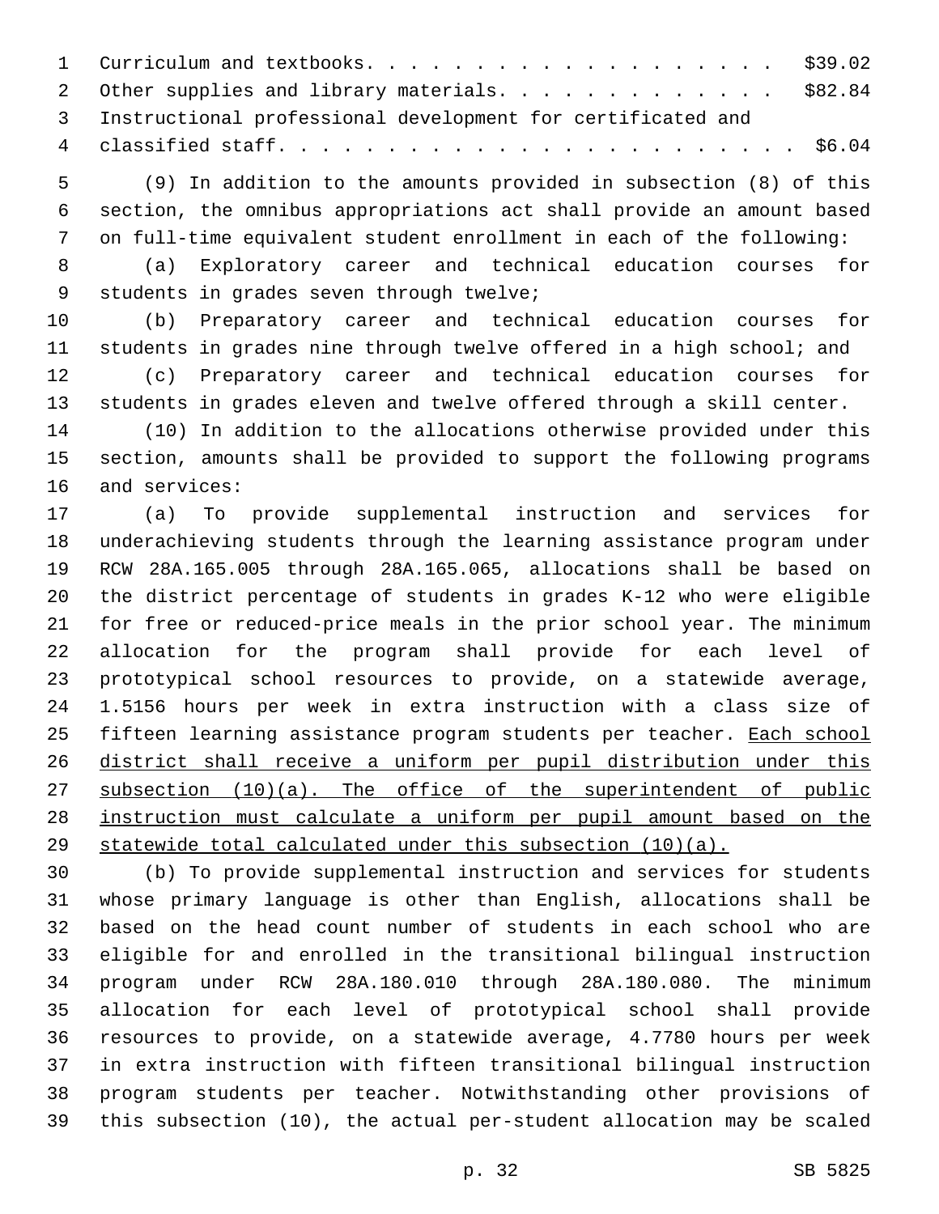Curriculum and textbooks. . . . . . . . . . . . . . . . . . . . $39.02
Other supplies and library materials. . . . . . . . . . . . . $82.84
Instructional professional development for certificated and classified staff. . . . . . . . . . . . . . . . . . . . . . . . $6.04

(9) In addition to the amounts provided in subsection (8) of this section, the omnibus appropriations act shall provide an amount based on full-time equivalent student enrollment in each of the following:

(a) Exploratory career and technical education courses for students in grades seven through twelve;

(b) Preparatory career and technical education courses for students in grades nine through twelve offered in a high school; and

(c) Preparatory career and technical education courses for students in grades eleven and twelve offered through a skill center.

(10) In addition to the allocations otherwise provided under this section, amounts shall be provided to support the following programs and services:

(a) To provide supplemental instruction and services for underachieving students through the learning assistance program under RCW 28A.165.005 through 28A.165.065, allocations shall be based on the district percentage of students in grades K-12 who were eligible for free or reduced-price meals in the prior school year. The minimum allocation for the program shall provide for each level of prototypical school resources to provide, on a statewide average, 1.5156 hours per week in extra instruction with a class size of fifteen learning assistance program students per teacher. <u>Each school district shall receive a uniform per pupil distribution under this subsection (10)(a). The office of the superintendent of public instruction must calculate a uniform per pupil amount based on the statewide total calculated under this subsection (10)(a).</u>

(b) To provide supplemental instruction and services for students whose primary language is other than English, allocations shall be based on the head count number of students in each school who are eligible for and enrolled in the transitional bilingual instruction program under RCW 28A.180.010 through 28A.180.080. The minimum allocation for each level of prototypical school shall provide resources to provide, on a statewide average, 4.7780 hours per week in extra instruction with fifteen transitional bilingual instruction program students per teacher. Notwithstanding other provisions of this subsection (10), the actual per-student allocation may be scaled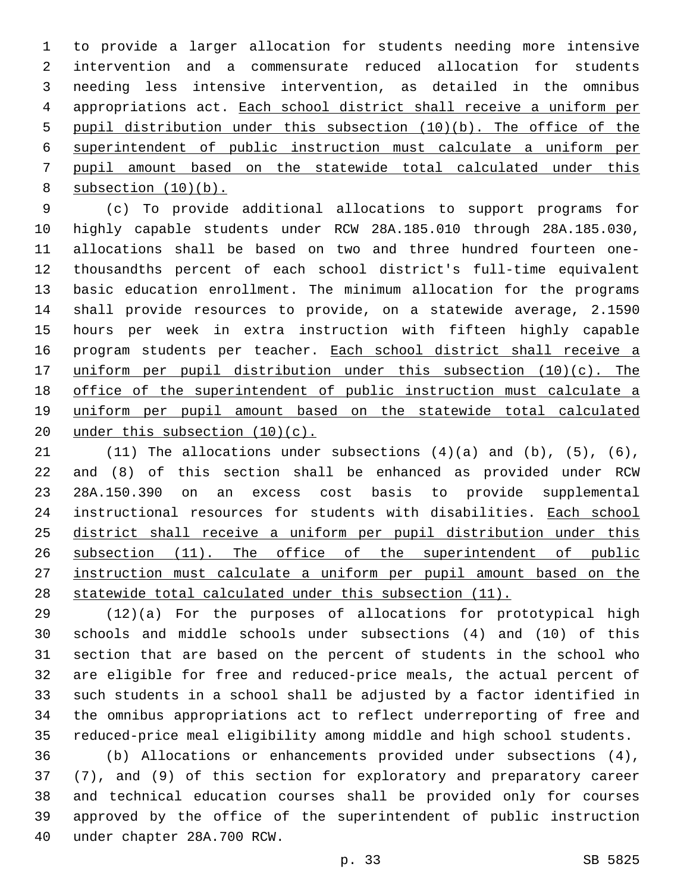to provide a larger allocation for students needing more intensive intervention and a commensurate reduced allocation for students needing less intensive intervention, as detailed in the omnibus appropriations act. <u>Each school district shall receive a uniform per pupil distribution under this subsection (10)(b). The office of the superintendent of public instruction must calculate a uniform per pupil amount based on the statewide total calculated under this subsection (10)(b).</u>

(c) To provide additional allocations to support programs for highly capable students under RCW 28A.185.010 through 28A.185.030, allocations shall be based on two and three hundred fourteen one-thousandths percent of each school district's full-time equivalent basic education enrollment. The minimum allocation for the programs shall provide resources to provide, on a statewide average, 2.1590 hours per week in extra instruction with fifteen highly capable program students per teacher. <u>Each school district shall receive a uniform per pupil distribution under this subsection (10)(c). The office of the superintendent of public instruction must calculate a uniform per pupil amount based on the statewide total calculated under this subsection (10)(c).</u>

(11) The allocations under subsections (4)(a) and (b), (5), (6), and (8) of this section shall be enhanced as provided under RCW 28A.150.390 on an excess cost basis to provide supplemental instructional resources for students with disabilities. <u>Each school district shall receive a uniform per pupil distribution under this subsection (11). The office of the superintendent of public instruction must calculate a uniform per pupil amount based on the statewide total calculated under this subsection (11).</u>

(12)(a) For the purposes of allocations for prototypical high schools and middle schools under subsections (4) and (10) of this section that are based on the percent of students in the school who are eligible for free and reduced-price meals, the actual percent of such students in a school shall be adjusted by a factor identified in the omnibus appropriations act to reflect underreporting of free and reduced-price meal eligibility among middle and high school students.

(b) Allocations or enhancements provided under subsections (4), (7), and (9) of this section for exploratory and preparatory career and technical education courses shall be provided only for courses approved by the office of the superintendent of public instruction under chapter 28A.700 RCW.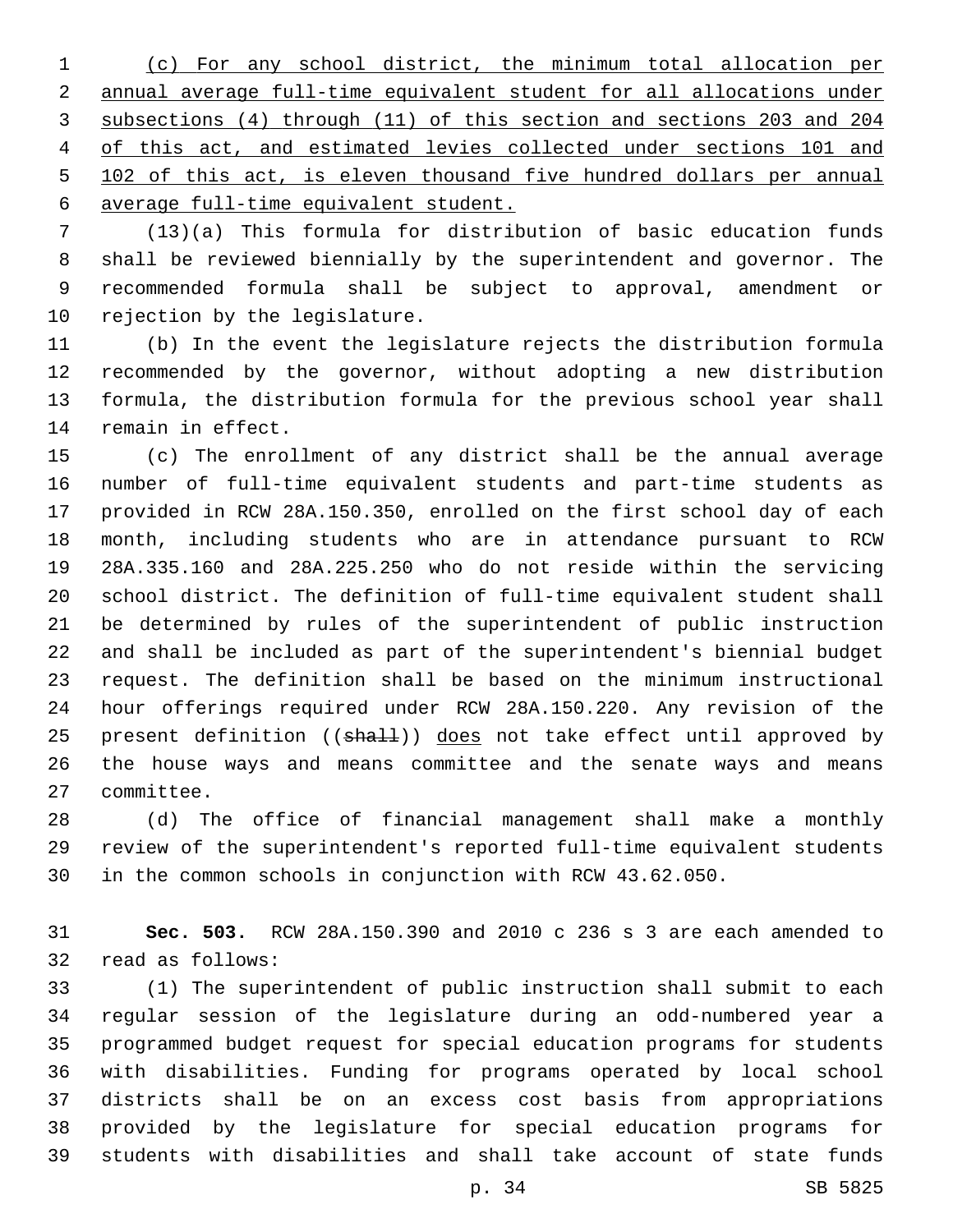(c) For any school district, the minimum total allocation per annual average full-time equivalent student for all allocations under subsections (4) through (11) of this section and sections 203 and 204 of this act, and estimated levies collected under sections 101 and 102 of this act, is eleven thousand five hundred dollars per annual average full-time equivalent student.

(13)(a) This formula for distribution of basic education funds shall be reviewed biennially by the superintendent and governor. The recommended formula shall be subject to approval, amendment or rejection by the legislature.

(b) In the event the legislature rejects the distribution formula recommended by the governor, without adopting a new distribution formula, the distribution formula for the previous school year shall remain in effect.

(c) The enrollment of any district shall be the annual average number of full-time equivalent students and part-time students as provided in RCW 28A.150.350, enrolled on the first school day of each month, including students who are in attendance pursuant to RCW 28A.335.160 and 28A.225.250 who do not reside within the servicing school district. The definition of full-time equivalent student shall be determined by rules of the superintendent of public instruction and shall be included as part of the superintendent's biennial budget request. The definition shall be based on the minimum instructional hour offerings required under RCW 28A.150.220. Any revision of the present definition ((~~shall~~)) does not take effect until approved by the house ways and means committee and the senate ways and means committee.

(d) The office of financial management shall make a monthly review of the superintendent's reported full-time equivalent students in the common schools in conjunction with RCW 43.62.050.

**Sec. 503.** RCW 28A.150.390 and 2010 c 236 s 3 are each amended to read as follows:

(1) The superintendent of public instruction shall submit to each regular session of the legislature during an odd-numbered year a programmed budget request for special education programs for students with disabilities. Funding for programs operated by local school districts shall be on an excess cost basis from appropriations provided by the legislature for special education programs for students with disabilities and shall take account of state funds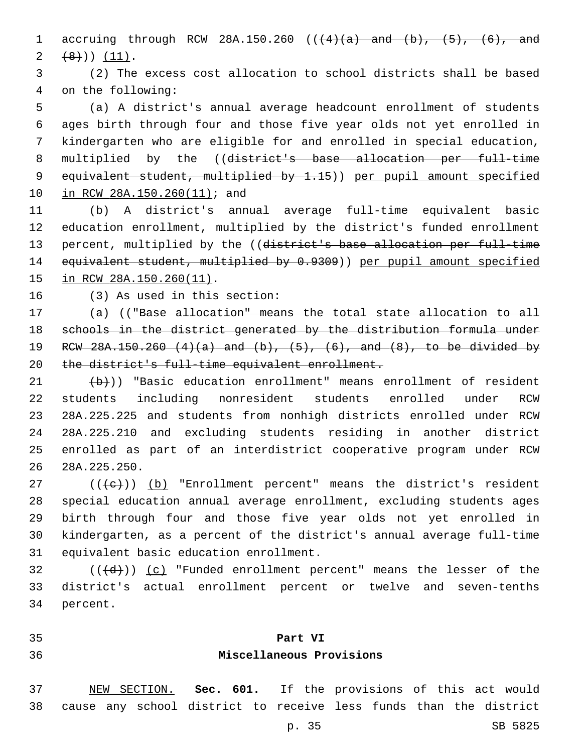accruing through RCW 28A.150.260 ((~~(4)(a) and (b), (5), (6), and (8)~~)) <u>(11)</u>.

(2) The excess cost allocation to school districts shall be based on the following:

(a) A district's annual average headcount enrollment of students ages birth through four and those five year olds not yet enrolled in kindergarten who are eligible for and enrolled in special education, multiplied by the ((~~district's base allocation per full-time equivalent student, multiplied by 1.15~~)) <u>per pupil amount specified in RCW 28A.150.260(11)</u>; and

(b) A district's annual average full-time equivalent basic education enrollment, multiplied by the district's funded enrollment percent, multiplied by the ((~~district's base allocation per full-time equivalent student, multiplied by 0.9309~~)) <u>per pupil amount specified in RCW 28A.150.260(11)</u>.

(3) As used in this section:

(a) ((~~"Base allocation" means the total state allocation to all schools in the district generated by the distribution formula under RCW 28A.150.260 (4)(a) and (b), (5), (6), and (8), to be divided by the district's full-time equivalent enrollment.~~

~~(b)~~)) "Basic education enrollment" means enrollment of resident students including nonresident students enrolled under RCW 28A.225.225 and students from nonhigh districts enrolled under RCW 28A.225.210 and excluding students residing in another district enrolled as part of an interdistrict cooperative program under RCW 28A.225.250.

((~~(c)~~)) <u>(b)</u> "Enrollment percent" means the district's resident special education annual average enrollment, excluding students ages birth through four and those five year olds not yet enrolled in kindergarten, as a percent of the district's annual average full-time equivalent basic education enrollment.

((~~(d)~~)) <u>(c)</u> "Funded enrollment percent" means the lesser of the district's actual enrollment percent or twelve and seven-tenths percent.

## Part VI
## Miscellaneous Provisions

<u>NEW SECTION.</u> **Sec. 601.** If the provisions of this act would cause any school district to receive less funds than the district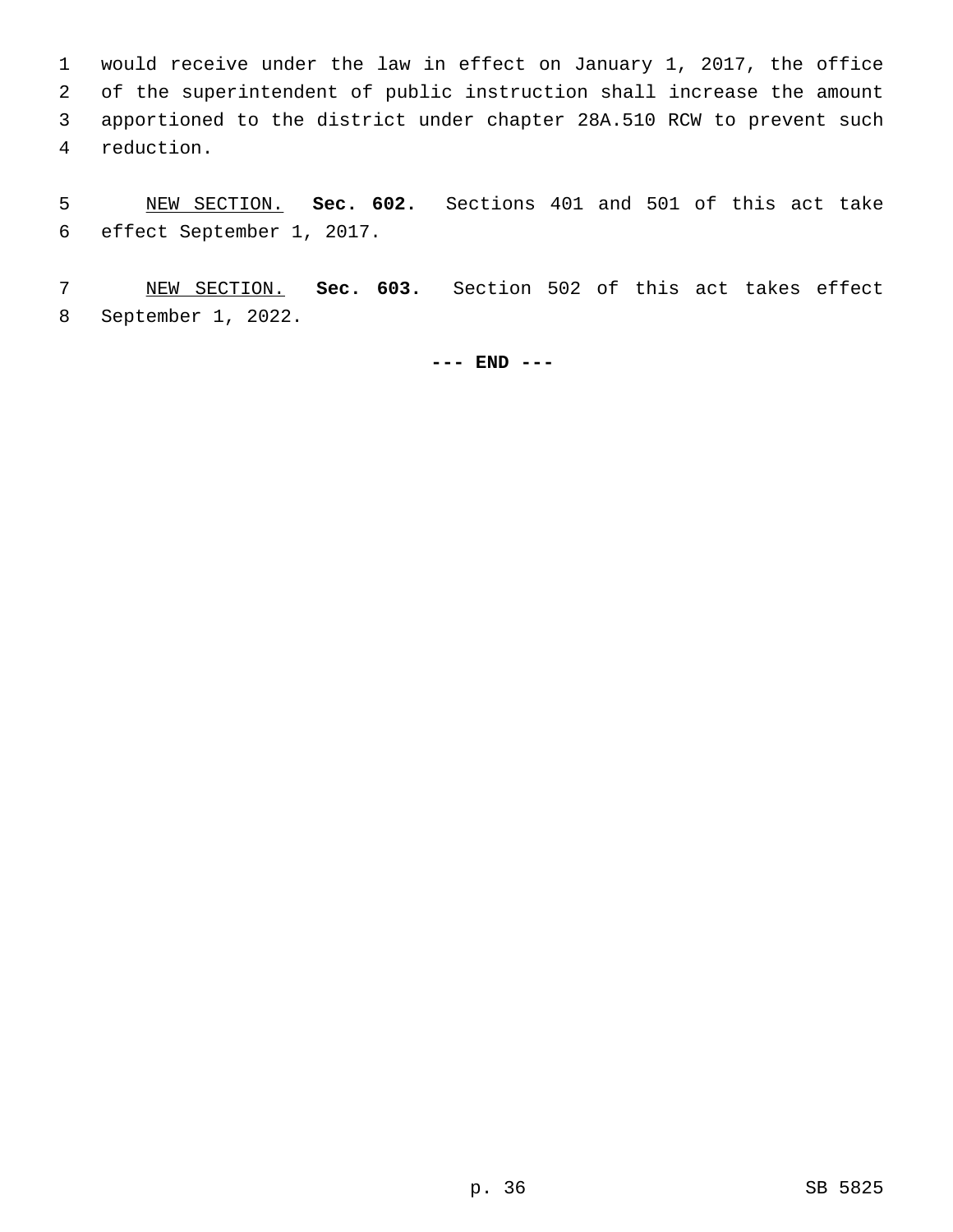would receive under the law in effect on January 1, 2017, the office of the superintendent of public instruction shall increase the amount apportioned to the district under chapter 28A.510 RCW to prevent such reduction.

NEW SECTION. **Sec. 602.** Sections 401 and 501 of this act take effect September 1, 2017.

NEW SECTION. **Sec. 603.** Section 502 of this act takes effect September 1, 2022.

**--- END ---**